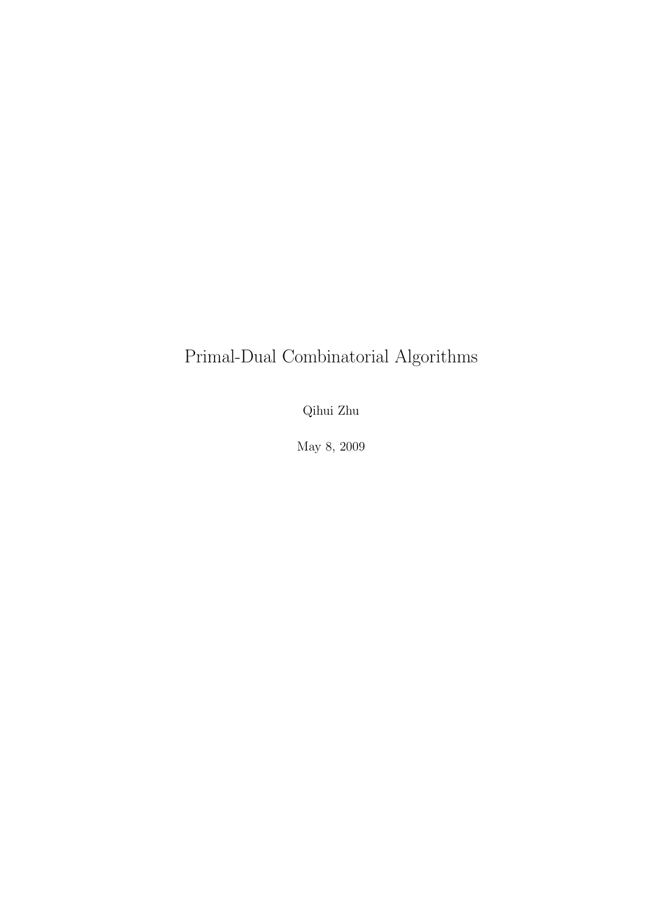# Primal-Dual Combinatorial Algorithms

Qihui Zhu

May 8, 2009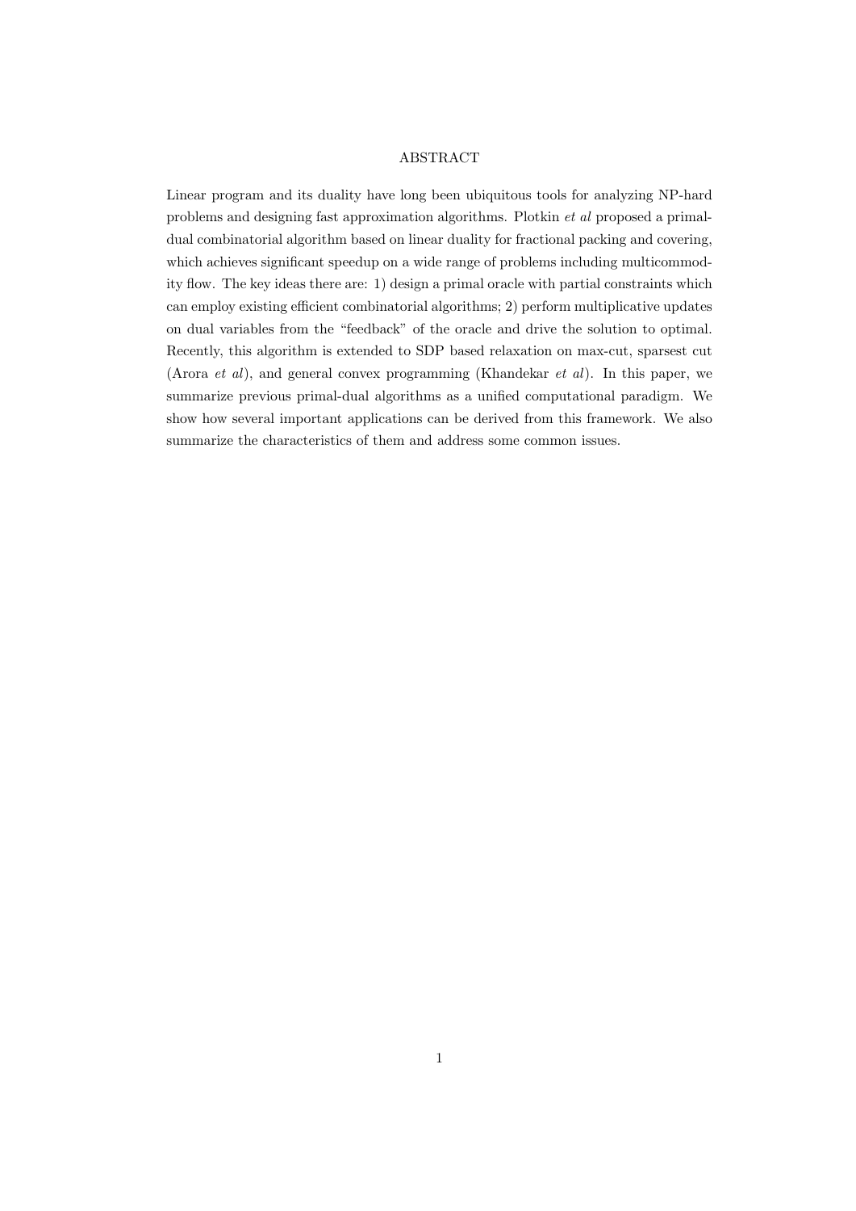## ABSTRACT

Linear program and its duality have long been ubiquitous tools for analyzing NP-hard problems and designing fast approximation algorithms. Plotkin *et al* proposed a primal-dual combinatorial algorithm based on linear duality for fractional packing and covering, which achieves significant speedup on a wide range of problems including multicommodity flow. The key ideas there are: 1) design a primal oracle with partial constraints which can employ existing efficient combinatorial algorithms; 2) perform multiplicative updates on dual variables from the "feedback" of the oracle and drive the solution to optimal. Recently, this algorithm is extended to SDP based relaxation on max-cut, sparsest cut (Arora *et al*), and general convex programming (Khandekar *et al*). In this paper, we summarize previous primal-dual algorithms as a unified computational paradigm. We show how several important applications can be derived from this framework. We also summarize the characteristics of them and address some common issues.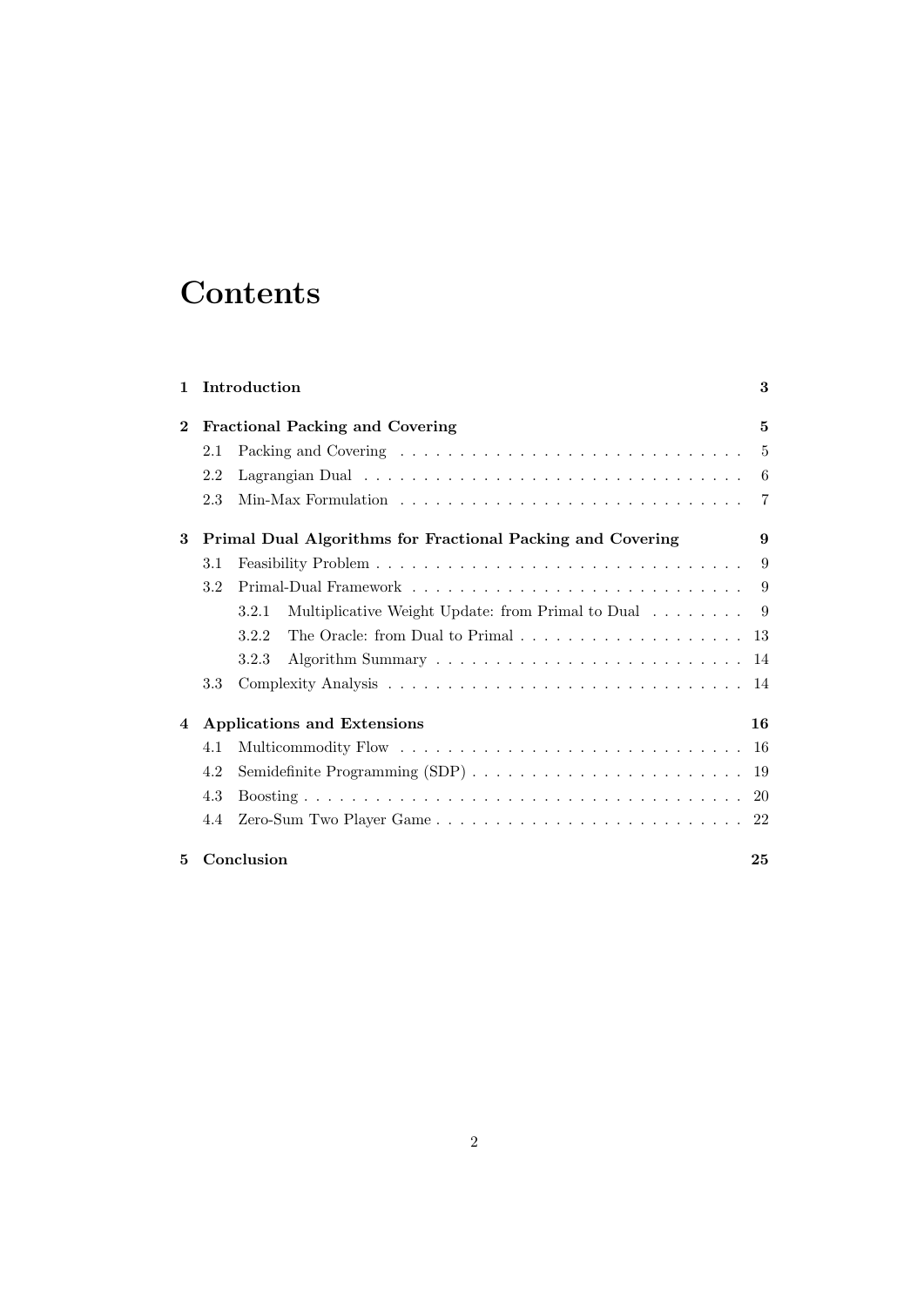# Contents

**1 Introduction** — **3**

**2 Fractional Packing and Covering** — **5**

- 2.1 Packing and Covering — 5
- 2.2 Lagrangian Dual — 6
- 2.3 Min-Max Formulation — 7

**3 Primal Dual Algorithms for Fractional Packing and Covering** — **9**

- 3.1 Feasibility Problem — 9
- 3.2 Primal-Dual Framework — 9
  - 3.2.1 Multiplicative Weight Update: from Primal to Dual — 9
  - 3.2.2 The Oracle: from Dual to Primal — 13
  - 3.2.3 Algorithm Summary — 14
- 3.3 Complexity Analysis — 14

**4 Applications and Extensions** — **16**

- 4.1 Multicommodity Flow — 16
- 4.2 Semidefinite Programming (SDP) — 19
- 4.3 Boosting — 20
- 4.4 Zero-Sum Two Player Game — 22

**5 Conclusion** — **25**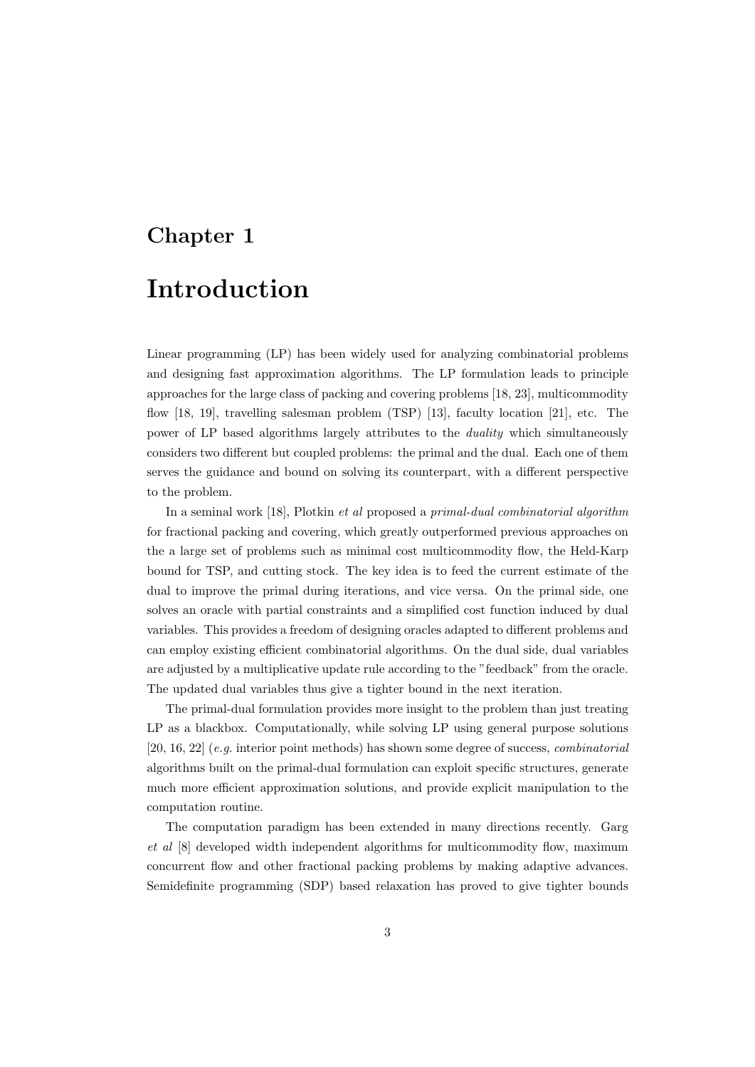# Chapter 1

# Introduction

Linear programming (LP) has been widely used for analyzing combinatorial problems and designing fast approximation algorithms. The LP formulation leads to principle approaches for the large class of packing and covering problems [18, 23], multicommodity flow [18, 19], travelling salesman problem (TSP) [13], faculty location [21], etc. The power of LP based algorithms largely attributes to the *duality* which simultaneously considers two different but coupled problems: the primal and the dual. Each one of them serves the guidance and bound on solving its counterpart, with a different perspective to the problem.

In a seminal work [18], Plotkin *et al* proposed a *primal-dual combinatorial algorithm* for fractional packing and covering, which greatly outperformed previous approaches on the a large set of problems such as minimal cost multicommodity flow, the Held-Karp bound for TSP, and cutting stock. The key idea is to feed the current estimate of the dual to improve the primal during iterations, and vice versa. On the primal side, one solves an oracle with partial constraints and a simplified cost function induced by dual variables. This provides a freedom of designing oracles adapted to different problems and can employ existing efficient combinatorial algorithms. On the dual side, dual variables are adjusted by a multiplicative update rule according to the "feedback" from the oracle. The updated dual variables thus give a tighter bound in the next iteration.

The primal-dual formulation provides more insight to the problem than just treating LP as a blackbox. Computationally, while solving LP using general purpose solutions [20, 16, 22] (*e.g.* interior point methods) has shown some degree of success, *combinatorial* algorithms built on the primal-dual formulation can exploit specific structures, generate much more efficient approximation solutions, and provide explicit manipulation to the computation routine.

The computation paradigm has been extended in many directions recently. Garg *et al* [8] developed width independent algorithms for multicommodity flow, maximum concurrent flow and other fractional packing problems by making adaptive advances. Semidefinite programming (SDP) based relaxation has proved to give tighter bounds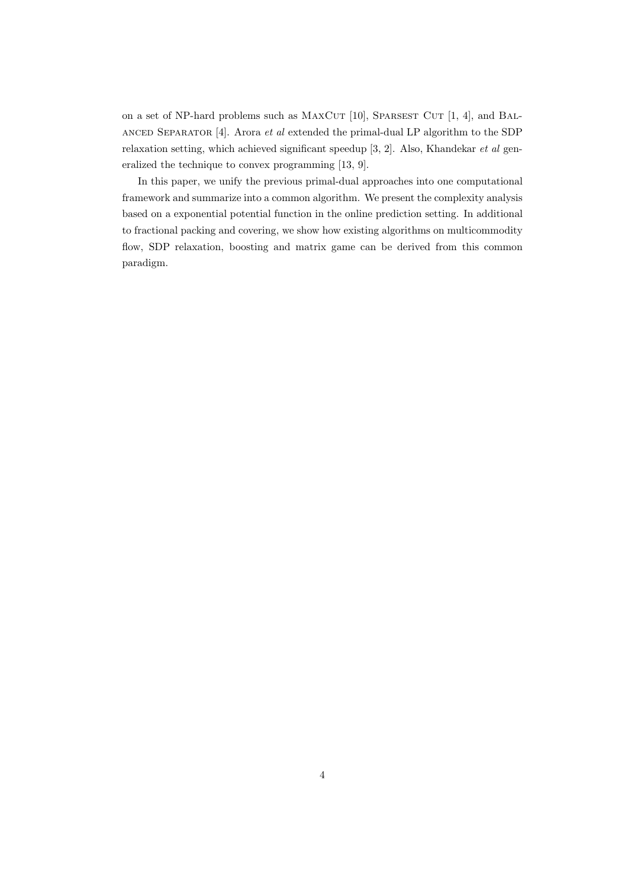on a set of NP-hard problems such as MaxCut [10], Sparsest Cut [1, 4], and Balanced Separator [4]. Arora *et al* extended the primal-dual LP algorithm to the SDP relaxation setting, which achieved significant speedup [3, 2]. Also, Khandekar *et al* generalized the technique to convex programming [13, 9].

In this paper, we unify the previous primal-dual approaches into one computational framework and summarize into a common algorithm. We present the complexity analysis based on a exponential potential function in the online prediction setting. In additional to fractional packing and covering, we show how existing algorithms on multicommodity flow, SDP relaxation, boosting and matrix game can be derived from this common paradigm.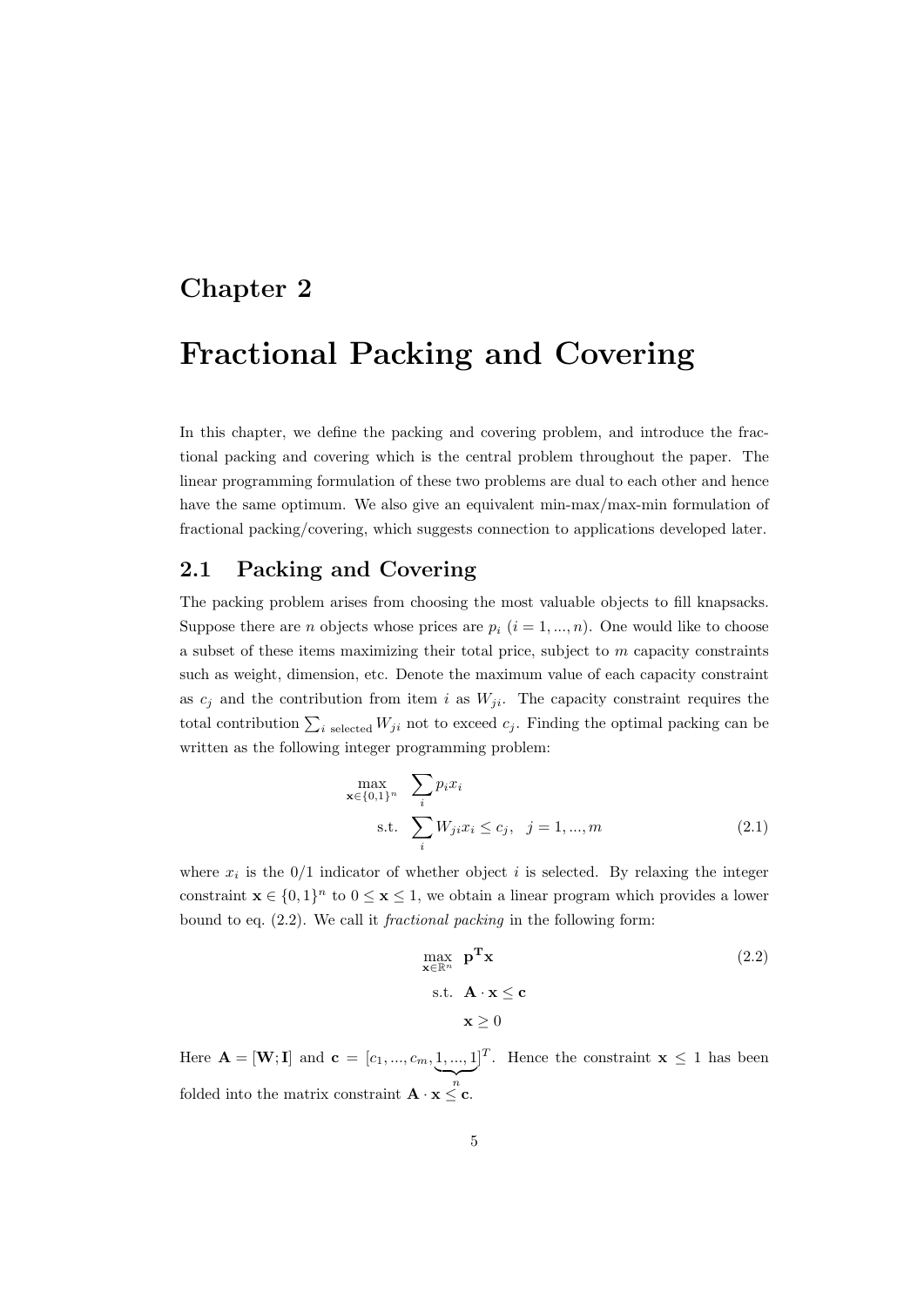# Chapter 2

# Fractional Packing and Covering

In this chapter, we define the packing and covering problem, and introduce the fractional packing and covering which is the central problem throughout the paper. The linear programming formulation of these two problems are dual to each other and hence have the same optimum. We also give an equivalent min-max/max-min formulation of fractional packing/covering, which suggests connection to applications developed later.

## 2.1 Packing and Covering

The packing problem arises from choosing the most valuable objects to fill knapsacks. Suppose there are $n$ objects whose prices are $p_i$ $(i = 1, ..., n)$. One would like to choose a subset of these items maximizing their total price, subject to $m$ capacity constraints such as weight, dimension, etc. Denote the maximum value of each capacity constraint as $c_j$ and the contribution from item $i$ as $W_{ji}$. The capacity constraint requires the total contribution $\sum_{i \text{ selected}} W_{ji}$ not to exceed $c_j$. Finding the optimal packing can be written as the following integer programming problem:

$$
\begin{aligned}
\max_{\mathbf{x} \in \{0,1\}^n} \quad & \sum_i p_i x_i \\
\text{s.t.} \quad & \sum_i W_{ji} x_i \leq c_j, \quad j = 1, ..., m
\end{aligned}
\tag{2.1}
$$

where $x_i$ is the 0/1 indicator of whether object $i$ is selected. By relaxing the integer constraint $\mathbf{x} \in \{0,1\}^n$ to $0 \leq \mathbf{x} \leq 1$, we obtain a linear program which provides a lower bound to eq. (2.2). We call it *fractional packing* in the following form:

$$
\begin{aligned}
\max_{\mathbf{x} \in \mathbb{R}^n} \quad & \mathbf{p}^\mathbf{T} \mathbf{x} \\
\text{s.t.} \quad & \mathbf{A} \cdot \mathbf{x} \leq \mathbf{c} \\
& \mathbf{x} \geq 0
\end{aligned}
\tag{2.2}
$$

Here $\mathbf{A} = [\mathbf{W}; \mathbf{I}]$ and $\mathbf{c} = [c_1, ..., c_m, \underbrace{1, ..., 1}_{n}]^T$. Hence the constraint $\mathbf{x} \leq 1$ has been folded into the matrix constraint $\mathbf{A} \cdot \mathbf{x} \leq \mathbf{c}$.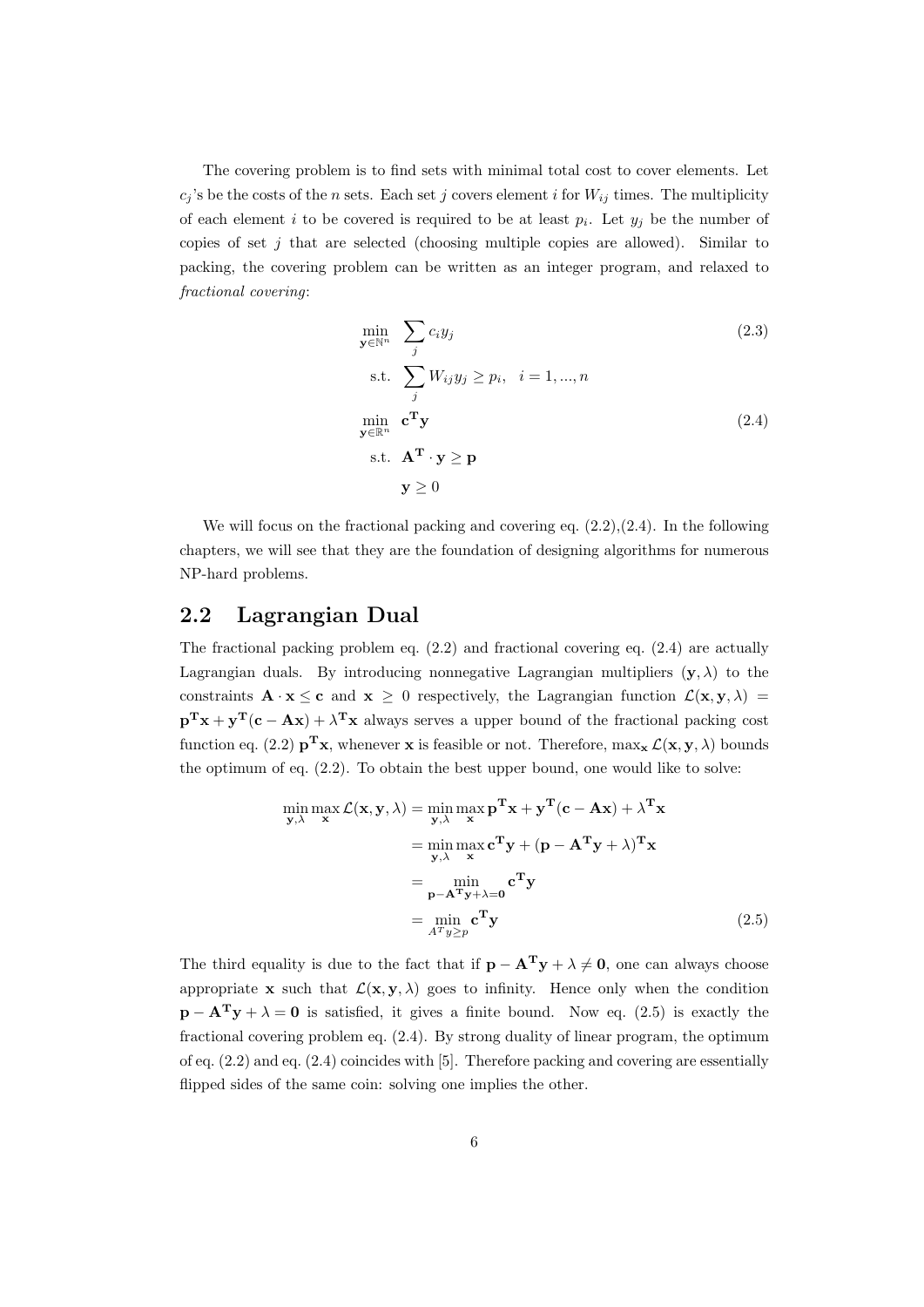The covering problem is to find sets with minimal total cost to cover elements. Let $c_j$'s be the costs of the $n$ sets. Each set $j$ covers element $i$ for $W_{ij}$ times. The multiplicity of each element $i$ to be covered is required to be at least $p_i$. Let $y_j$ be the number of copies of set $j$ that are selected (choosing multiple copies are allowed). Similar to packing, the covering problem can be written as an integer program, and relaxed to *fractional covering*:

$$
\begin{aligned}
\min_{\mathbf{y}\in\mathbb{N}^n} \quad & \sum_j c_i y_j && (2.3)\\
\text{s.t.} \quad & \sum_j W_{ij} y_j \geq p_i, \quad i = 1, ..., n &&\\
\min_{\mathbf{y}\in\mathbb{R}^n} \quad & \mathbf{c^T y} && (2.4)\\
\text{s.t.} \quad & \mathbf{A^T} \cdot \mathbf{y} \geq \mathbf{p} &&\\
& \mathbf{y} \geq 0 &&
\end{aligned}
$$

We will focus on the fractional packing and covering eq. (2.2),(2.4). In the following chapters, we will see that they are the foundation of designing algorithms for numerous NP-hard problems.

## 2.2 Lagrangian Dual

The fractional packing problem eq. (2.2) and fractional covering eq. (2.4) are actually Lagrangian duals. By introducing nonnegative Lagrangian multipliers $(\mathbf{y}, \lambda)$ to the constraints $\mathbf{A} \cdot \mathbf{x} \leq \mathbf{c}$ and $\mathbf{x} \geq 0$ respectively, the Lagrangian function $\mathcal{L}(\mathbf{x}, \mathbf{y}, \lambda) = \mathbf{p^T x} + \mathbf{y^T}(\mathbf{c} - \mathbf{Ax}) + \lambda^\mathbf{T}\mathbf{x}$ always serves a upper bound of the fractional packing cost function eq. (2.2) $\mathbf{p^T x}$, whenever $\mathbf{x}$ is feasible or not. Therefore, $\max_\mathbf{x} \mathcal{L}(\mathbf{x}, \mathbf{y}, \lambda)$ bounds the optimum of eq. (2.2). To obtain the best upper bound, one would like to solve:

$$
\begin{aligned}
\min_{\mathbf{y},\lambda} \max_{\mathbf{x}} \mathcal{L}(\mathbf{x}, \mathbf{y}, \lambda) &= \min_{\mathbf{y},\lambda} \max_{\mathbf{x}} \mathbf{p^T x} + \mathbf{y^T}(\mathbf{c} - \mathbf{Ax}) + \lambda^\mathbf{T}\mathbf{x} \\
&= \min_{\mathbf{y},\lambda} \max_{\mathbf{x}} \mathbf{c^T y} + (\mathbf{p} - \mathbf{A^T y} + \lambda)^\mathbf{T}\mathbf{x} \\
&= \min_{\mathbf{p} - \mathbf{A^T y} + \lambda = \mathbf{0}} \mathbf{c^T y} \\
&= \min_{A^T y \geq p} \mathbf{c^T y} \qquad (2.5)
\end{aligned}
$$

The third equality is due to the fact that if $\mathbf{p} - \mathbf{A^T y} + \lambda \neq \mathbf{0}$, one can always choose appropriate $\mathbf{x}$ such that $\mathcal{L}(\mathbf{x}, \mathbf{y}, \lambda)$ goes to infinity. Hence only when the condition $\mathbf{p} - \mathbf{A^T y} + \lambda = \mathbf{0}$ is satisfied, it gives a finite bound. Now eq. (2.5) is exactly the fractional covering problem eq. (2.4). By strong duality of linear program, the optimum of eq. (2.2) and eq. (2.4) coincides with [5]. Therefore packing and covering are essentially flipped sides of the same coin: solving one implies the other.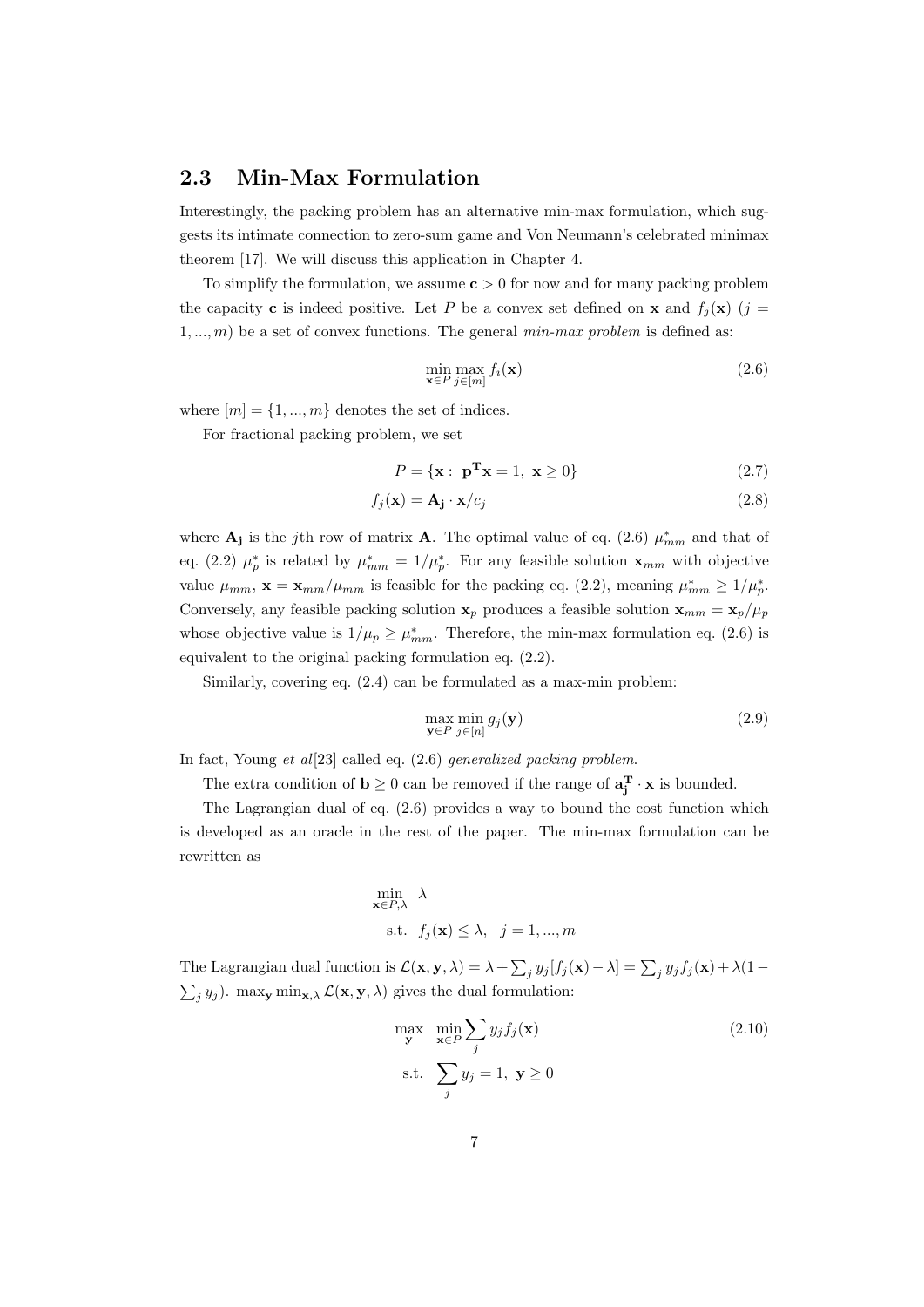## 2.3 Min-Max Formulation

Interestingly, the packing problem has an alternative min-max formulation, which suggests its intimate connection to zero-sum game and Von Neumann's celebrated minimax theorem [17]. We will discuss this application in Chapter 4.

To simplify the formulation, we assume $\mathbf{c} > 0$ for now and for many packing problem the capacity $\mathbf{c}$ is indeed positive. Let $P$ be a convex set defined on $\mathbf{x}$ and $f_j(\mathbf{x})$ ($j = 1, ..., m$) be a set of convex functions. The general *min-max problem* is defined as:

$$\min_{\mathbf{x} \in P} \max_{j \in [m]} f_i(\mathbf{x}) \tag{2.6}$$

where $[m] = \{1, ..., m\}$ denotes the set of indices.

For fractional packing problem, we set

$$P = \{\mathbf{x} : \ \mathbf{p^T x} = 1, \ \mathbf{x} \geq 0\} \tag{2.7}$$

$$f_j(\mathbf{x}) = \mathbf{A_j} \cdot \mathbf{x}/c_j \tag{2.8}$$

where $\mathbf{A_j}$ is the $j$th row of matrix $\mathbf{A}$. The optimal value of eq. (2.6) $\mu^*_{mm}$ and that of eq. (2.2) $\mu^*_p$ is related by $\mu^*_{mm} = 1/\mu^*_p$. For any feasible solution $\mathbf{x}_{mm}$ with objective value $\mu_{mm}$, $\mathbf{x} = \mathbf{x}_{mm}/\mu_{mm}$ is feasible for the packing eq. (2.2), meaning $\mu^*_{mm} \geq 1/\mu^*_p$. Conversely, any feasible packing solution $\mathbf{x}_p$ produces a feasible solution $\mathbf{x}_{mm} = \mathbf{x}_p/\mu_p$ whose objective value is $1/\mu_p \geq \mu^*_{mm}$. Therefore, the min-max formulation eq. (2.6) is equivalent to the original packing formulation eq. (2.2).

Similarly, covering eq. (2.4) can be formulated as a max-min problem:

$$\max_{\mathbf{y} \in P} \min_{j \in [n]} g_j(\mathbf{y}) \tag{2.9}$$

In fact, Young *et al*[23] called eq. (2.6) *generalized packing problem*.

The extra condition of $\mathbf{b} \geq 0$ can be removed if the range of $\mathbf{a_j^T} \cdot \mathbf{x}$ is bounded.

The Lagrangian dual of eq. (2.6) provides a way to bound the cost function which is developed as an oracle in the rest of the paper. The min-max formulation can be rewritten as

$$\begin{aligned} \min_{\mathbf{x} \in P, \lambda} \quad & \lambda \\ \text{s.t.} \quad & f_j(\mathbf{x}) \leq \lambda, \quad j = 1, ..., m \end{aligned}$$

The Lagrangian dual function is $\mathcal{L}(\mathbf{x}, \mathbf{y}, \lambda) = \lambda + \sum_j y_j[f_j(\mathbf{x}) - \lambda] = \sum_j y_j f_j(\mathbf{x}) + \lambda(1 - \sum_j y_j)$. $\max_{\mathbf{y}} \min_{\mathbf{x}, \lambda} \mathcal{L}(\mathbf{x}, \mathbf{y}, \lambda)$ gives the dual formulation:

$$\begin{aligned} \max_{\mathbf{y}} \quad & \min_{\mathbf{x} \in P} \sum_j y_j f_j(\mathbf{x}) \\ \text{s.t.} \quad & \sum_j y_j = 1, \ \mathbf{y} \geq 0 \end{aligned} \tag{2.10}$$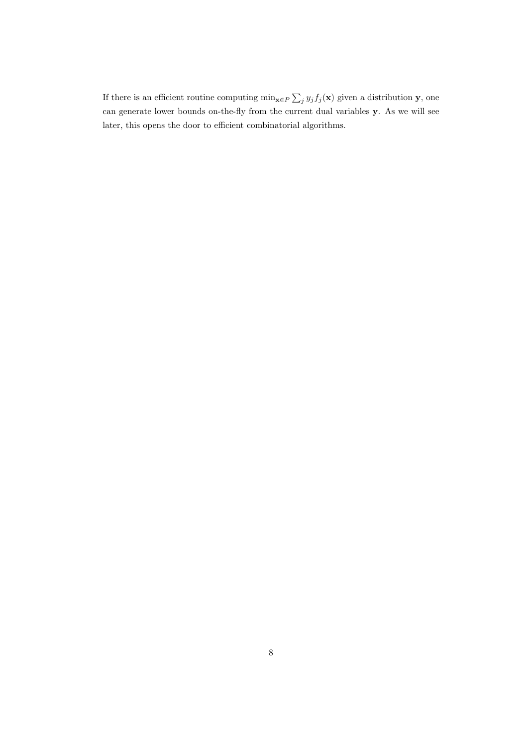If there is an efficient routine computing $\min_{\mathbf{x} \in P} \sum_j y_j f_j(\mathbf{x})$ given a distribution $\mathbf{y}$, one can generate lower bounds on-the-fly from the current dual variables $\mathbf{y}$. As we will see later, this opens the door to efficient combinatorial algorithms.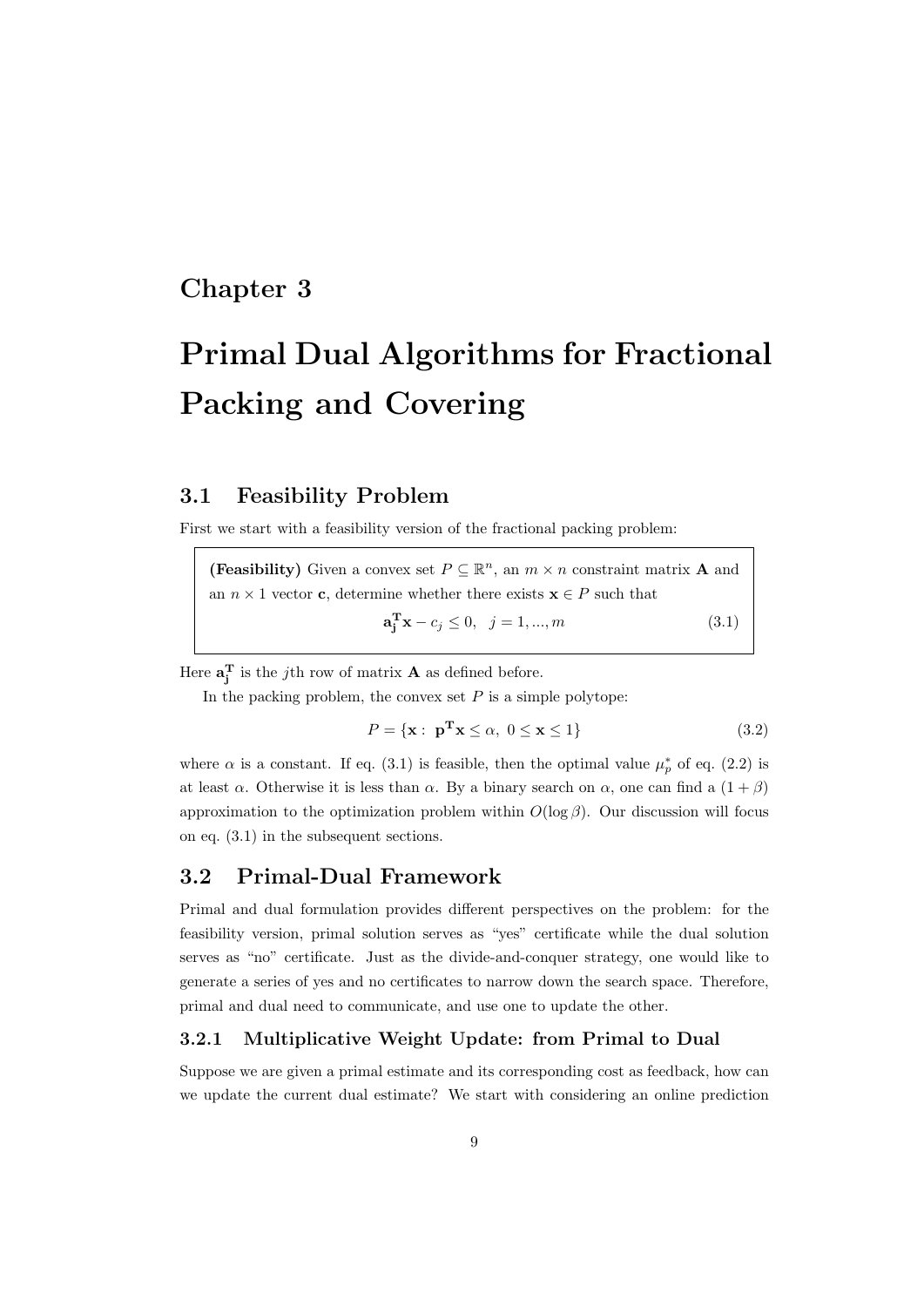# Chapter 3

# Primal Dual Algorithms for Fractional Packing and Covering

## 3.1 Feasibility Problem

First we start with a feasibility version of the fractional packing problem:

> **(Feasibility)** Given a convex set $P \subseteq \mathbb{R}^n$, an $m \times n$ constraint matrix $\mathbf{A}$ and an $n \times 1$ vector $\mathbf{c}$, determine whether there exists $\mathbf{x} \in P$ such that
>
> $$\mathbf{a_j^T x} - c_j \leq 0, \quad j = 1, ..., m \tag{3.1}$$

Here $\mathbf{a_j^T}$ is the $j$th row of matrix $\mathbf{A}$ as defined before.

In the packing problem, the convex set $P$ is a simple polytope:

$$P = \{\mathbf{x} : \ \mathbf{p^T x} \leq \alpha, \ 0 \leq \mathbf{x} \leq 1\} \tag{3.2}$$

where $\alpha$ is a constant. If eq. (3.1) is feasible, then the optimal value $\mu_p^*$ of eq. (2.2) is at least $\alpha$. Otherwise it is less than $\alpha$. By a binary search on $\alpha$, one can find a $(1+\beta)$ approximation to the optimization problem within $O(\log \beta)$. Our discussion will focus on eq. (3.1) in the subsequent sections.

## 3.2 Primal-Dual Framework

Primal and dual formulation provides different perspectives on the problem: for the feasibility version, primal solution serves as "yes" certificate while the dual solution serves as "no" certificate. Just as the divide-and-conquer strategy, one would like to generate a series of yes and no certificates to narrow down the search space. Therefore, primal and dual need to communicate, and use one to update the other.

### 3.2.1 Multiplicative Weight Update: from Primal to Dual

Suppose we are given a primal estimate and its corresponding cost as feedback, how can we update the current dual estimate? We start with considering an online prediction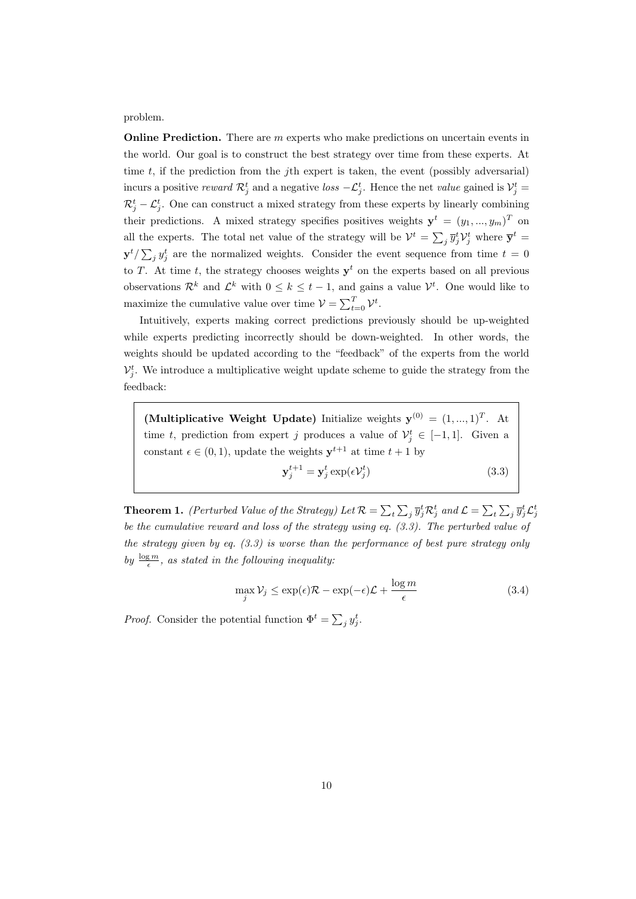problem.

**Online Prediction.** There are $m$ experts who make predictions on uncertain events in the world. Our goal is to construct the best strategy over time from these experts. At time $t$, if the prediction from the $j$th expert is taken, the event (possibly adversarial) incurs a positive *reward* $\mathcal{R}_j^t$ and a negative *loss* $-\mathcal{L}_j^t$. Hence the net *value* gained is $\mathcal{V}_j^t = \mathcal{R}_j^t - \mathcal{L}_j^t$. One can construct a mixed strategy from these experts by linearly combining their predictions. A mixed strategy specifies positives weights $\mathbf{y}^t = (y_1, ..., y_m)^T$ on all the experts. The total net value of the strategy will be $\mathcal{V}^t = \sum_j \overline{y}_j^t \mathcal{V}_j^t$ where $\overline{\mathbf{y}}^t = \mathbf{y}^t / \sum_j y_j^t$ are the normalized weights. Consider the event sequence from time $t = 0$ to $T$. At time $t$, the strategy chooses weights $\mathbf{y}^t$ on the experts based on all previous observations $\mathcal{R}^k$ and $\mathcal{L}^k$ with $0 \leq k \leq t-1$, and gains a value $\mathcal{V}^t$. One would like to maximize the cumulative value over time $\mathcal{V} = \sum_{t=0}^{T} \mathcal{V}^t$.

Intuitively, experts making correct predictions previously should be up-weighted while experts predicting incorrectly should be down-weighted. In other words, the weights should be updated according to the "feedback" of the experts from the world $\mathcal{V}_j^t$. We introduce a multiplicative weight update scheme to guide the strategy from the feedback:

> **(Multiplicative Weight Update)** Initialize weights $\mathbf{y}^{(0)} = (1, ..., 1)^T$. At time $t$, prediction from expert $j$ produces a value of $\mathcal{V}_j^t \in [-1, 1]$. Given a constant $\epsilon \in (0, 1)$, update the weights $\mathbf{y}^{t+1}$ at time $t+1$ by
>
> $$\mathbf{y}_j^{t+1} = \mathbf{y}_j^t \exp(\epsilon \mathcal{V}_j^t) \tag{3.3}$$

**Theorem 1.** *(Perturbed Value of the Strategy) Let $\mathcal{R} = \sum_t \sum_j \overline{y}_j^t \mathcal{R}_j^t$ and $\mathcal{L} = \sum_t \sum_j \overline{y}_j^t \mathcal{L}_j^t$ be the cumulative reward and loss of the strategy using eq. (3.3). The perturbed value of the strategy given by eq. (3.3) is worse than the performance of best pure strategy only by $\frac{\log m}{\epsilon}$, as stated in the following inequality:*

$$\max_j \mathcal{V}_j \leq \exp(\epsilon)\mathcal{R} - \exp(-\epsilon)\mathcal{L} + \frac{\log m}{\epsilon} \tag{3.4}$$

*Proof.* Consider the potential function $\Phi^t = \sum_j y_j^t$.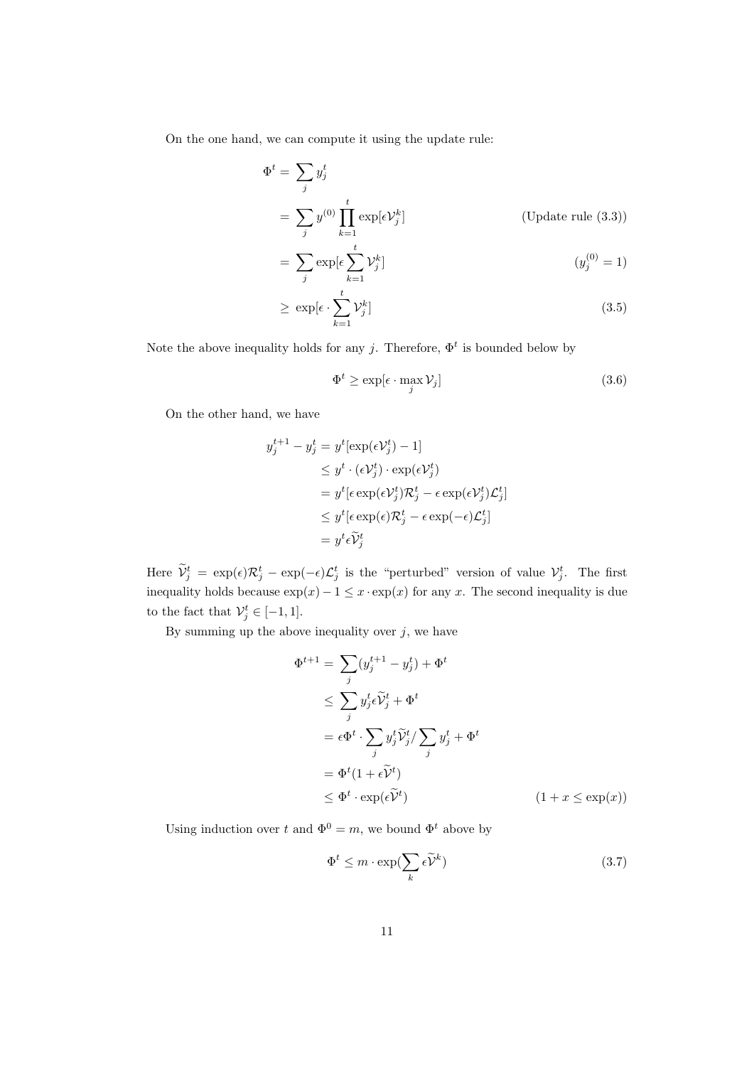On the one hand, we can compute it using the update rule:

$$
\begin{aligned}
\Phi^t &= \sum_j y_j^t \\
&= \sum_j y^{(0)} \prod_{k=1}^{t} \exp[\epsilon \mathcal{V}_j^k] && \text{(Update rule (3.3))} \\
&= \sum_j \exp[\epsilon \sum_{k=1}^{t} \mathcal{V}_j^k] && (y_j^{(0)} = 1) \\
&\geq \exp[\epsilon \cdot \sum_{k=1}^{t} \mathcal{V}_j^k] && (3.5)
\end{aligned}
$$

Note the above inequality holds for any $j$. Therefore, $\Phi^t$ is bounded below by

$$
\Phi^t \geq \exp[\epsilon \cdot \max_j \mathcal{V}_j] \tag{3.6}
$$

On the other hand, we have

$$
\begin{aligned}
y_j^{t+1} - y_j^t &= y^t[\exp(\epsilon \mathcal{V}_j^t) - 1] \\
&\leq y^t \cdot (\epsilon \mathcal{V}_j^t) \cdot \exp(\epsilon \mathcal{V}_j^t) \\
&= y^t[\epsilon \exp(\epsilon \mathcal{V}_j^t)\mathcal{R}_j^t - \epsilon \exp(\epsilon \mathcal{V}_j^t)\mathcal{L}_j^t] \\
&\leq y^t[\epsilon \exp(\epsilon)\mathcal{R}_j^t - \epsilon \exp(-\epsilon)\mathcal{L}_j^t] \\
&= y^t \epsilon \widetilde{\mathcal{V}}_j^t
\end{aligned}
$$

Here $\widetilde{\mathcal{V}}_j^t = \exp(\epsilon)\mathcal{R}_j^t - \exp(-\epsilon)\mathcal{L}_j^t$ is the "perturbed" version of value $\mathcal{V}_j^t$. The first inequality holds because $\exp(x) - 1 \leq x \cdot \exp(x)$ for any $x$. The second inequality is due to the fact that $\mathcal{V}_j^t \in [-1, 1]$.

By summing up the above inequality over $j$, we have

$$
\begin{aligned}
\Phi^{t+1} &= \sum_j (y_j^{t+1} - y_j^t) + \Phi^t \\
&\leq \sum_j y_j^t \epsilon \widetilde{\mathcal{V}}_j^t + \Phi^t \\
&= \epsilon \Phi^t \cdot \sum_j y_j^t \widetilde{\mathcal{V}}_j^t / \sum_j y_j^t + \Phi^t \\
&= \Phi^t(1 + \epsilon \widetilde{\mathcal{V}}^t) \\
&\leq \Phi^t \cdot \exp(\epsilon \widetilde{\mathcal{V}}^t) && (1 + x \leq \exp(x))
\end{aligned}
$$

Using induction over $t$ and $\Phi^0 = m$, we bound $\Phi^t$ above by

$$
\Phi^t \leq m \cdot \exp(\sum_k \epsilon \widetilde{\mathcal{V}}^k) \tag{3.7}
$$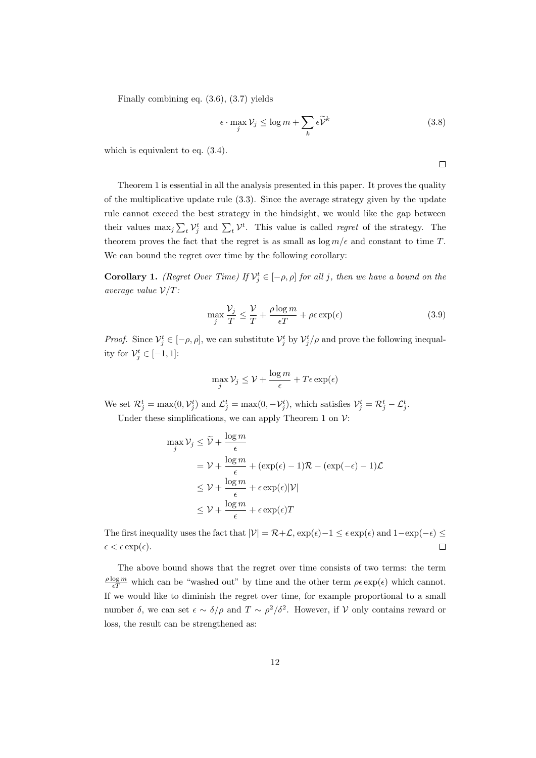Finally combining eq. (3.6), (3.7) yields

$$\epsilon \cdot \max_j \mathcal{V}_j \leq \log m + \sum_k \epsilon \widetilde{\mathcal{V}}^k \tag{3.8}$$

which is equivalent to eq. (3.4).

$\square$

Theorem 1 is essential in all the analysis presented in this paper. It proves the quality of the multiplicative update rule (3.3). Since the average strategy given by the update rule cannot exceed the best strategy in the hindsight, we would like the gap between their values $\max_j \sum_t \mathcal{V}_j^t$ and $\sum_t \mathcal{V}^t$. This value is called *regret* of the strategy. The theorem proves the fact that the regret is as small as $\log m/\epsilon$ and constant to time $T$. We can bound the regret over time by the following corollary:

**Corollary 1.** *(Regret Over Time) If $\mathcal{V}_j^t \in [-\rho, \rho]$ for all $j$, then we have a bound on the average value $\mathcal{V}/T$:*

$$\max_j \frac{\mathcal{V}_j}{T} \leq \frac{\mathcal{V}}{T} + \frac{\rho \log m}{\epsilon T} + \rho \epsilon \exp(\epsilon) \tag{3.9}$$

*Proof.* Since $\mathcal{V}_j^t \in [-\rho, \rho]$, we can substitute $\mathcal{V}_j^t$ by $\mathcal{V}_j^t/\rho$ and prove the following inequality for $\mathcal{V}_j^t \in [-1, 1]$:

$$\max_j \mathcal{V}_j \leq \mathcal{V} + \frac{\log m}{\epsilon} + T\epsilon \exp(\epsilon)$$

We set $\mathcal{R}_j^t = \max(0, \mathcal{V}_j^t)$ and $\mathcal{L}_j^t = \max(0, -\mathcal{V}_j^t)$, which satisfies $\mathcal{V}_j^t = \mathcal{R}_j^t - \mathcal{L}_j^t$.

Under these simplifications, we can apply Theorem 1 on $\mathcal{V}$:

$$\begin{aligned}
\max_j \mathcal{V}_j &\leq \widetilde{\mathcal{V}} + \frac{\log m}{\epsilon} \\
&= \mathcal{V} + \frac{\log m}{\epsilon} + (\exp(\epsilon) - 1)\mathcal{R} - (\exp(-\epsilon) - 1)\mathcal{L} \\
&\leq \mathcal{V} + \frac{\log m}{\epsilon} + \epsilon \exp(\epsilon)|\mathcal{V}| \\
&\leq \mathcal{V} + \frac{\log m}{\epsilon} + \epsilon \exp(\epsilon) T
\end{aligned}$$

The first inequality uses the fact that $|\mathcal{V}| = \mathcal{R} + \mathcal{L}$, $\exp(\epsilon) - 1 \leq \epsilon \exp(\epsilon)$ and $1 - \exp(-\epsilon) \leq \epsilon < \epsilon \exp(\epsilon)$. $\square$

The above bound shows that the regret over time consists of two terms: the term $\frac{\rho \log m}{\epsilon T}$ which can be "washed out" by time and the other term $\rho \epsilon \exp(\epsilon)$ which cannot. If we would like to diminish the regret over time, for example proportional to a small number $\delta$, we can set $\epsilon \sim \delta/\rho$ and $T \sim \rho^2/\delta^2$. However, if $\mathcal{V}$ only contains reward or loss, the result can be strengthened as: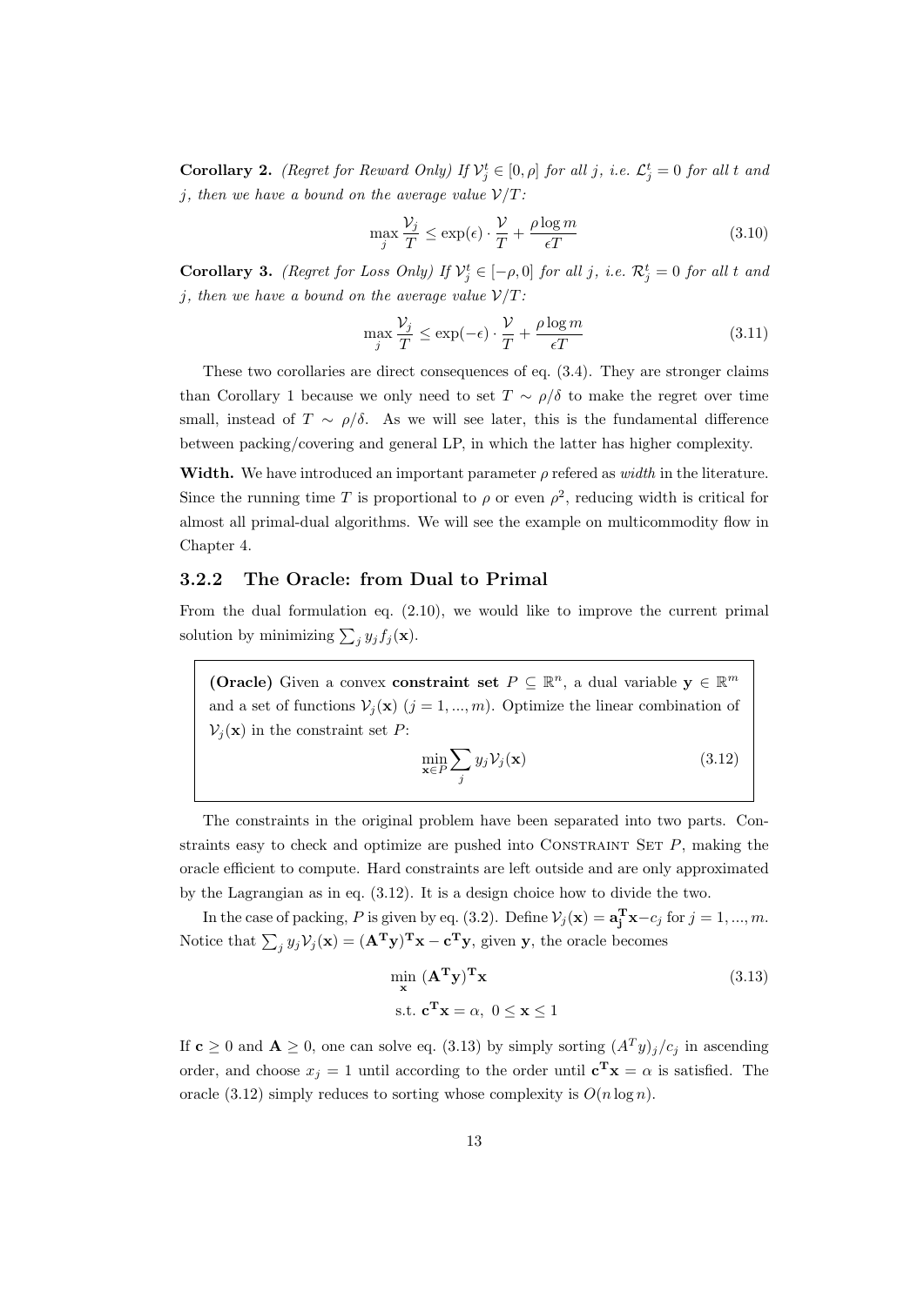**Corollary 2.** *(Regret for Reward Only) If $\mathcal{V}_j^t \in [0, \rho]$ for all $j$, i.e. $\mathcal{L}_j^t = 0$ for all $t$ and $j$, then we have a bound on the average value $\mathcal{V}/T$:*

$$\max_j \frac{\mathcal{V}_j}{T} \leq \exp(\epsilon) \cdot \frac{\mathcal{V}}{T} + \frac{\rho \log m}{\epsilon T} \tag{3.10}$$

**Corollary 3.** *(Regret for Loss Only) If $\mathcal{V}_j^t \in [-\rho, 0]$ for all $j$, i.e. $\mathcal{R}_j^t = 0$ for all $t$ and $j$, then we have a bound on the average value $\mathcal{V}/T$:*

$$\max_j \frac{\mathcal{V}_j}{T} \leq \exp(-\epsilon) \cdot \frac{\mathcal{V}}{T} + \frac{\rho \log m}{\epsilon T} \tag{3.11}$$

These two corollaries are direct consequences of eq. (3.4). They are stronger claims than Corollary 1 because we only need to set $T \sim \rho/\delta$ to make the regret over time small, instead of $T \sim \rho/\delta$. As we will see later, this is the fundamental difference between packing/covering and general LP, in which the latter has higher complexity.

**Width.** We have introduced an important parameter $\rho$ refered as *width* in the literature. Since the running time $T$ is proportional to $\rho$ or even $\rho^2$, reducing width is critical for almost all primal-dual algorithms. We will see the example on multicommodity flow in Chapter 4.

### 3.2.2 The Oracle: from Dual to Primal

From the dual formulation eq. (2.10), we would like to improve the current primal solution by minimizing $\sum_j y_j f_j(\mathbf{x})$.

> **(Oracle)** Given a convex **constraint set** $P \subseteq \mathbb{R}^n$, a dual variable $\mathbf{y} \in \mathbb{R}^m$ and a set of functions $\mathcal{V}_j(\mathbf{x})$ $(j = 1, ..., m)$. Optimize the linear combination of $\mathcal{V}_j(\mathbf{x})$ in the constraint set $P$:
>
> $$\min_{\mathbf{x} \in P} \sum_j y_j \mathcal{V}_j(\mathbf{x}) \tag{3.12}$$

The constraints in the original problem have been separated into two parts. Constraints easy to check and optimize are pushed into Constraint Set $P$, making the oracle efficient to compute. Hard constraints are left outside and are only approximated by the Lagrangian as in eq. (3.12). It is a design choice how to divide the two.

In the case of packing, $P$ is given by eq. (3.2). Define $\mathcal{V}_j(\mathbf{x}) = \mathbf{a_j^T x} - c_j$ for $j = 1, ..., m$. Notice that $\sum_j y_j \mathcal{V}_j(\mathbf{x}) = (\mathbf{A^T y})^\mathbf{T} \mathbf{x} - \mathbf{c^T y}$, given $\mathbf{y}$, the oracle becomes

$$\begin{aligned} &\min_{\mathbf{x}} \ (\mathbf{A^T y})^\mathbf{T} \mathbf{x} \\ &\text{s.t. } \mathbf{c^T x} = \alpha, \ 0 \leq \mathbf{x} \leq 1 \end{aligned} \tag{3.13}$$

If $\mathbf{c} \geq 0$ and $\mathbf{A} \geq 0$, one can solve eq. (3.13) by simply sorting $(A^T y)_j / c_j$ in ascending order, and choose $x_j = 1$ until according to the order until $\mathbf{c^T x} = \alpha$ is satisfied. The oracle (3.12) simply reduces to sorting whose complexity is $O(n \log n)$.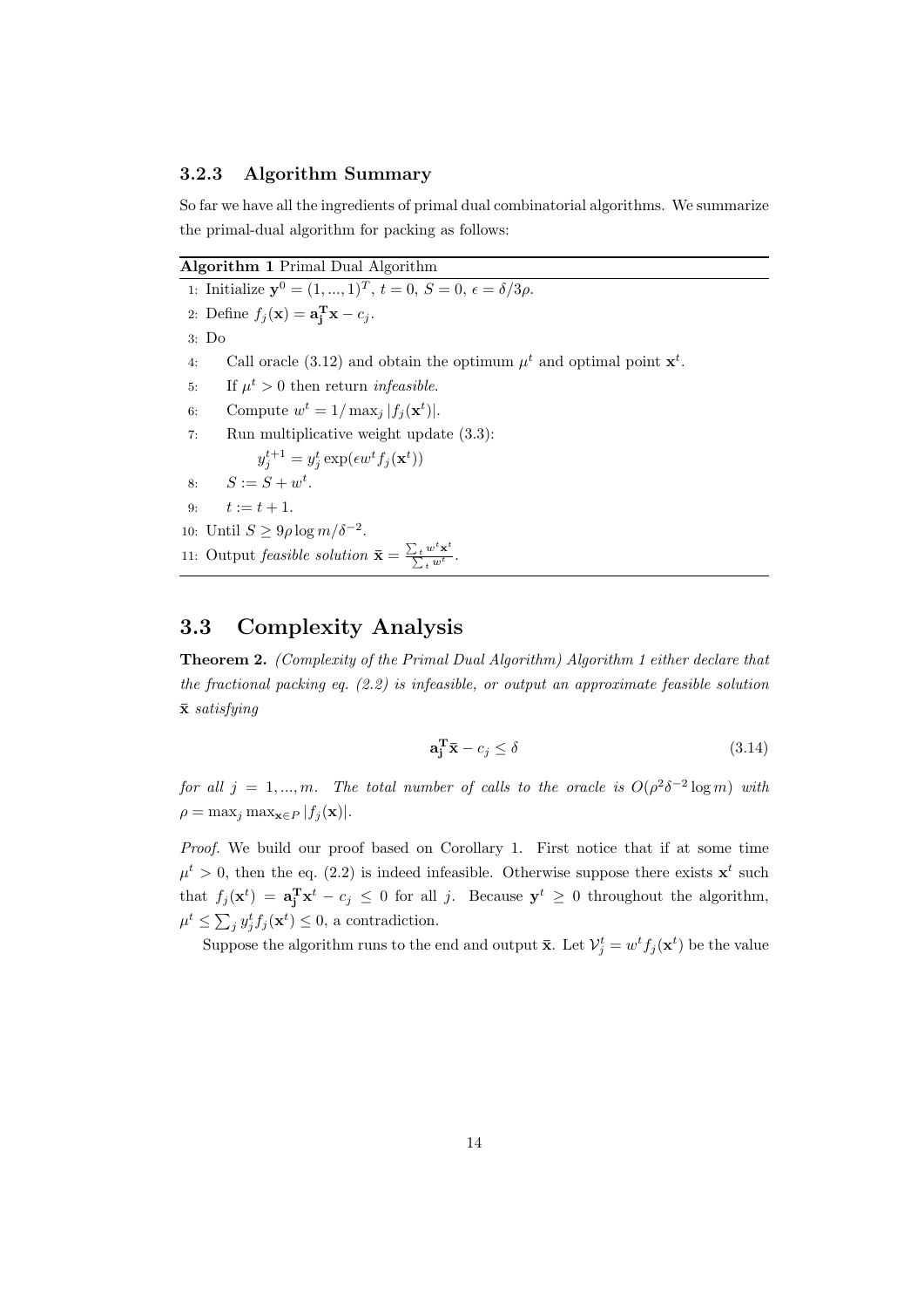### 3.2.3 Algorithm Summary

So far we have all the ingredients of primal dual combinatorial algorithms. We summarize the primal-dual algorithm for packing as follows:

**Algorithm 1** Primal Dual Algorithm

1: Initialize $\mathbf{y}^0 = (1, ..., 1)^T$, $t = 0$, $S = 0$, $\epsilon = \delta/3\rho$.
2: Define $f_j(\mathbf{x}) = \mathbf{a_j^T x} - c_j$.
3: Do
4: Call oracle (3.12) and obtain the optimum $\mu^t$ and optimal point $\mathbf{x}^t$.
5: If $\mu^t > 0$ then return *infeasible*.
6: Compute $w^t = 1/\max_j |f_j(\mathbf{x}^t)|$.
7: Run multiplicative weight update (3.3):
$y_j^{t+1} = y_j^t \exp(\epsilon w^t f_j(\mathbf{x}^t))$
8: $S := S + w^t$.
9: $t := t + 1$.
10: Until $S \geq 9\rho \log m/\delta^{-2}$.
11: Output *feasible solution* $\bar{\mathbf{x}} = \frac{\sum_t w^t \mathbf{x}^t}{\sum_t w^t}$.

## 3.3 Complexity Analysis

**Theorem 2.** *(Complexity of the Primal Dual Algorithm) Algorithm 1 either declare that the fractional packing eq. (2.2) is infeasible, or output an approximate feasible solution* $\bar{\mathbf{x}}$ *satisfying*

$$\mathbf{a_j^T} \bar{\mathbf{x}} - c_j \leq \delta \tag{3.14}$$

*for all* $j = 1, ..., m$. *The total number of calls to the oracle is* $O(\rho^2 \delta^{-2} \log m)$ *with* $\rho = \max_j \max_{\mathbf{x} \in P} |f_j(\mathbf{x})|$.

*Proof.* We build our proof based on Corollary 1. First notice that if at some time $\mu^t > 0$, then the eq. (2.2) is indeed infeasible. Otherwise suppose there exists $\mathbf{x}^t$ such that $f_j(\mathbf{x}^t) = \mathbf{a_j^T x}^t - c_j \leq 0$ for all $j$. Because $\mathbf{y}^t \geq 0$ throughout the algorithm, $\mu^t \leq \sum_j y_j^t f_j(\mathbf{x}^t) \leq 0$, a contradiction.

Suppose the algorithm runs to the end and output $\bar{\mathbf{x}}$. Let $\mathcal{V}_j^t = w^t f_j(\mathbf{x}^t)$ be the value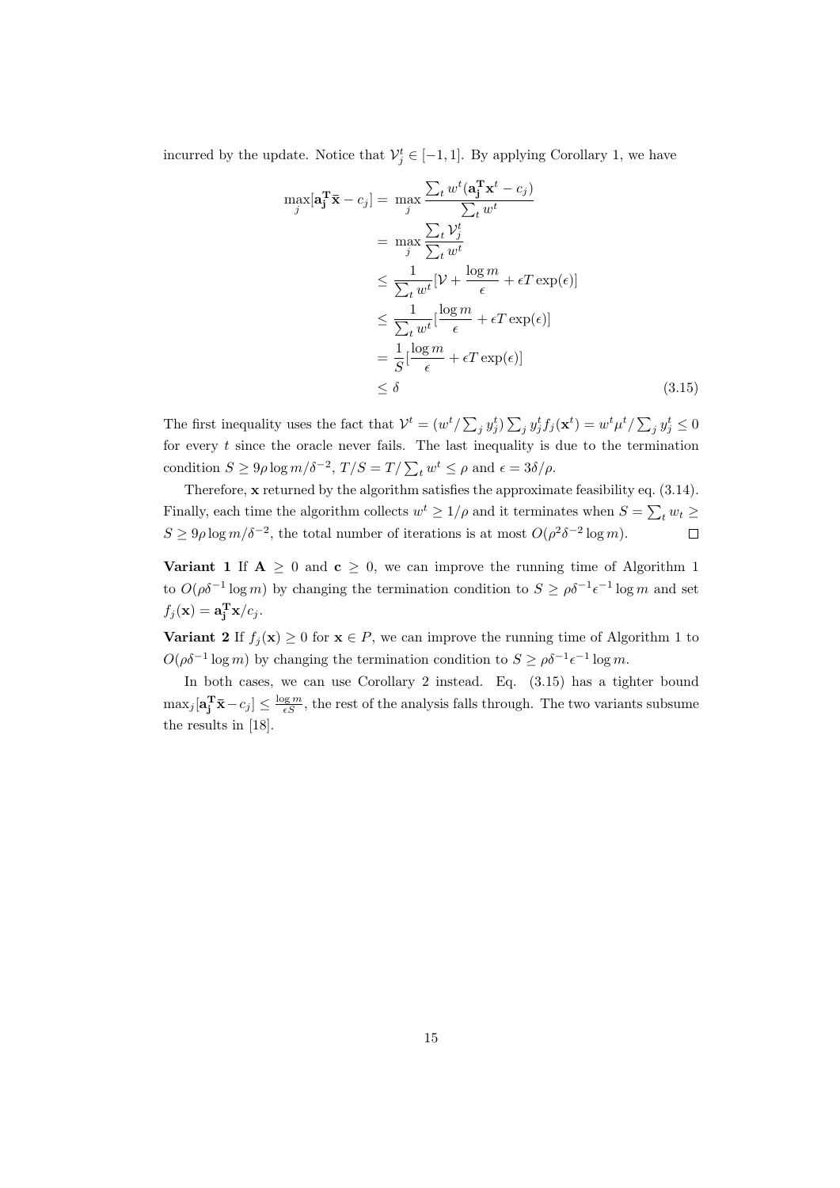incurred by the update. Notice that $\mathcal{V}_j^t \in [-1, 1]$. By applying Corollary 1, we have

$$
\begin{aligned}
\max_j [\mathbf{a_j^T} \bar{\mathbf{x}} - c_j] &= \max_j \frac{\sum_t w^t (\mathbf{a_j^T} \mathbf{x}^t - c_j)}{\sum_t w^t} \\
&= \max_j \frac{\sum_t \mathcal{V}_j^t}{\sum_t w^t} \\
&\leq \frac{1}{\sum_t w^t} [\mathcal{V} + \frac{\log m}{\epsilon} + \epsilon T \exp(\epsilon)] \\
&\leq \frac{1}{\sum_t w^t} [\frac{\log m}{\epsilon} + \epsilon T \exp(\epsilon)] \\
&= \frac{1}{S} [\frac{\log m}{\epsilon} + \epsilon T \exp(\epsilon)] \\
&\leq \delta
\end{aligned}
\tag{3.15}
$$

The first inequality uses the fact that $\mathcal{V}^t = (w^t / \sum_j y_j^t) \sum_j y_j^t f_j(\mathbf{x}^t) = w^t \mu^t / \sum_j y_j^t \leq 0$ for every $t$ since the oracle never fails. The last inequality is due to the termination condition $S \geq 9\rho \log m / \delta^{-2}$, $T/S = T / \sum_t w^t \leq \rho$ and $\epsilon = 3\delta/\rho$.

Therefore, $\mathbf{x}$ returned by the algorithm satisfies the approximate feasibility eq. (3.14). Finally, each time the algorithm collects $w^t \geq 1/\rho$ and it terminates when $S = \sum_t w_t \geq S \geq 9\rho \log m / \delta^{-2}$, the total number of iterations is at most $O(\rho^2 \delta^{-2} \log m)$. □

**Variant 1** If $\mathbf{A} \geq 0$ and $\mathbf{c} \geq 0$, we can improve the running time of Algorithm 1 to $O(\rho \delta^{-1} \log m)$ by changing the termination condition to $S \geq \rho \delta^{-1} \epsilon^{-1} \log m$ and set $f_j(\mathbf{x}) = \mathbf{a_j^T} \mathbf{x} / c_j$.

**Variant 2** If $f_j(\mathbf{x}) \geq 0$ for $\mathbf{x} \in P$, we can improve the running time of Algorithm 1 to $O(\rho \delta^{-1} \log m)$ by changing the termination condition to $S \geq \rho \delta^{-1} \epsilon^{-1} \log m$.

In both cases, we can use Corollary 2 instead. Eq. (3.15) has a tighter bound $\max_j [\mathbf{a_j^T} \bar{\mathbf{x}} - c_j] \leq \frac{\log m}{\epsilon S}$, the rest of the analysis falls through. The two variants subsume the results in [18].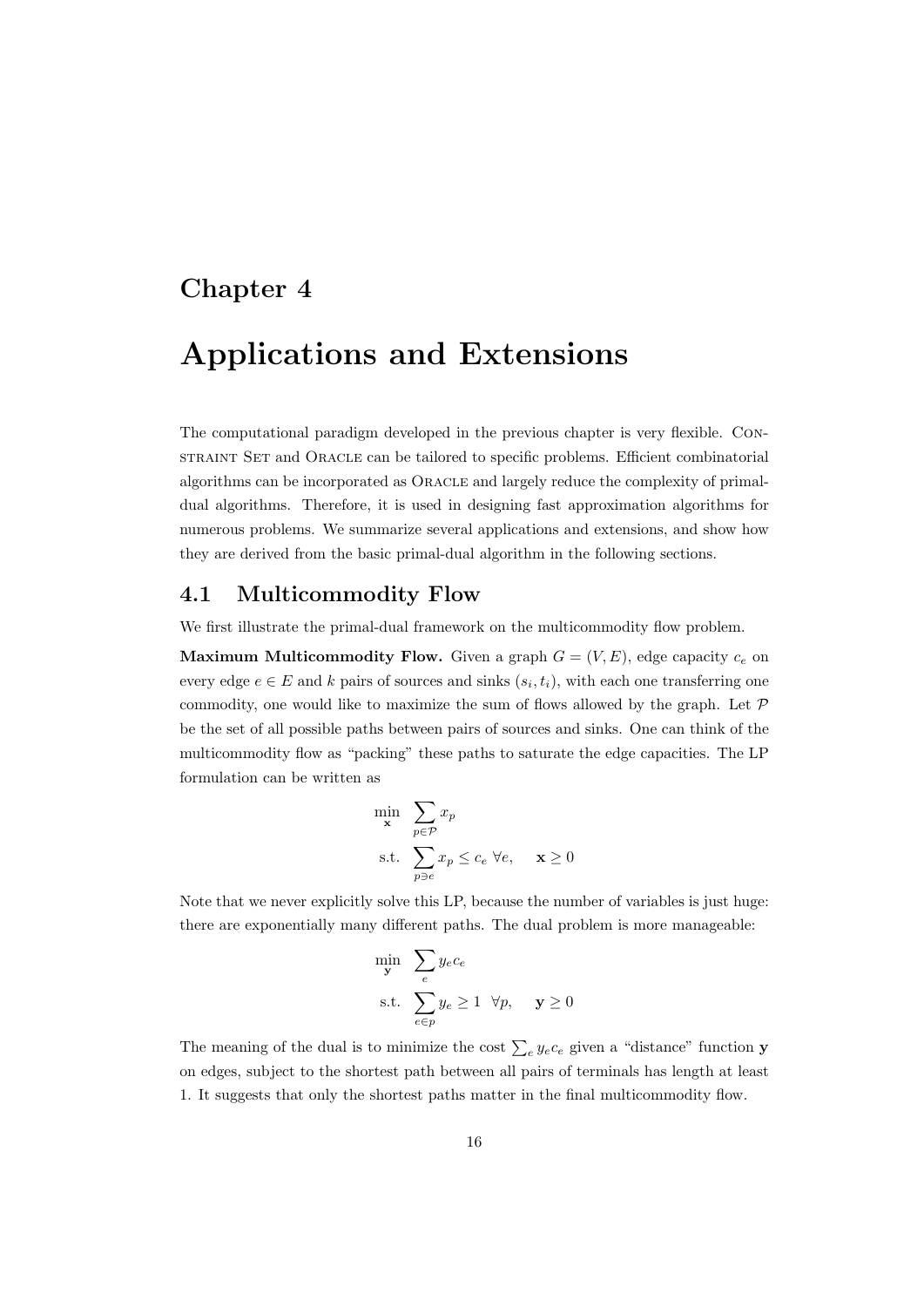# Chapter 4

# Applications and Extensions

The computational paradigm developed in the previous chapter is very flexible. Constraint Set and Oracle can be tailored to specific problems. Efficient combinatorial algorithms can be incorporated as Oracle and largely reduce the complexity of primal-dual algorithms. Therefore, it is used in designing fast approximation algorithms for numerous problems. We summarize several applications and extensions, and show how they are derived from the basic primal-dual algorithm in the following sections.

## 4.1 Multicommodity Flow

We first illustrate the primal-dual framework on the multicommodity flow problem.

**Maximum Multicommodity Flow.** Given a graph $G = (V, E)$, edge capacity $c_e$ on every edge $e \in E$ and $k$ pairs of sources and sinks $(s_i, t_i)$, with each one transferring one commodity, one would like to maximize the sum of flows allowed by the graph. Let $\mathcal{P}$ be the set of all possible paths between pairs of sources and sinks. One can think of the multicommodity flow as "packing" these paths to saturate the edge capacities. The LP formulation can be written as

$$
\begin{aligned}
\min_{\mathbf{x}} \quad & \sum_{p \in \mathcal{P}} x_p \\
\text{s.t.} \quad & \sum_{p \ni e} x_p \leq c_e \ \forall e, \quad \mathbf{x} \geq 0
\end{aligned}
$$

Note that we never explicitly solve this LP, because the number of variables is just huge: there are exponentially many different paths. The dual problem is more manageable:

$$
\begin{aligned}
\min_{\mathbf{y}} \quad & \sum_{e} y_e c_e \\
\text{s.t.} \quad & \sum_{e \in p} y_e \geq 1 \ \ \forall p, \quad \mathbf{y} \geq 0
\end{aligned}
$$

The meaning of the dual is to minimize the cost $\sum_e y_e c_e$ given a "distance" function $\mathbf{y}$ on edges, subject to the shortest path between all pairs of terminals has length at least 1. It suggests that only the shortest paths matter in the final multicommodity flow.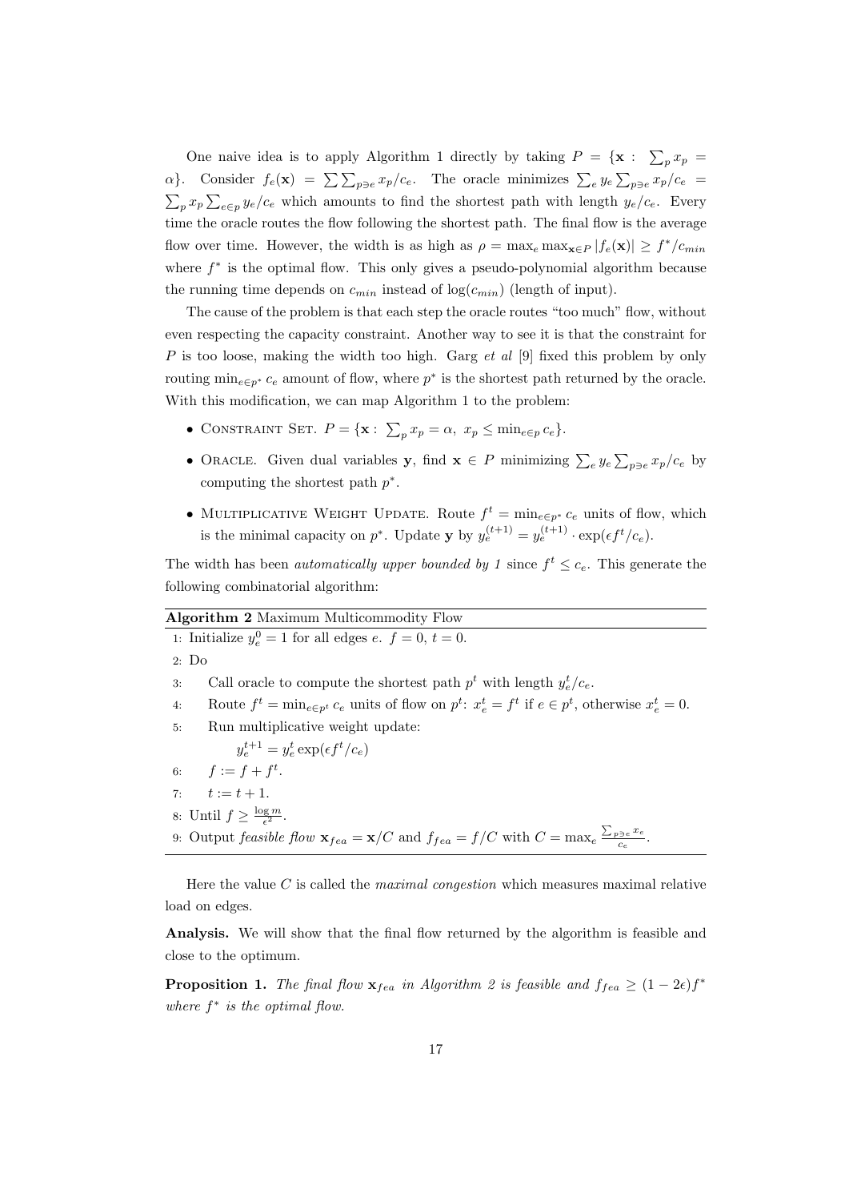One naive idea is to apply Algorithm 1 directly by taking $P = \{\mathbf{x} : \sum_p x_p = \alpha\}$. Consider $f_e(\mathbf{x}) = \sum \sum_{p \ni e} x_p / c_e$. The oracle minimizes $\sum_e y_e \sum_{p \ni e} x_p / c_e = \sum_p x_p \sum_{e \in p} y_e / c_e$ which amounts to find the shortest path with length $y_e / c_e$. Every time the oracle routes the flow following the shortest path. The final flow is the average flow over time. However, the width is as high as $\rho = \max_e \max_{\mathbf{x} \in P} |f_e(\mathbf{x})| \geq f^* / c_{min}$ where $f^*$ is the optimal flow. This only gives a pseudo-polynomial algorithm because the running time depends on $c_{min}$ instead of $\log(c_{min})$ (length of input).

The cause of the problem is that each step the oracle routes "too much" flow, without even respecting the capacity constraint. Another way to see it is that the constraint for $P$ is too loose, making the width too high. Garg *et al* [9] fixed this problem by only routing $\min_{e \in p^*} c_e$ amount of flow, where $p^*$ is the shortest path returned by the oracle. With this modification, we can map Algorithm 1 to the problem:

- Constraint Set. $P = \{\mathbf{x} : \sum_p x_p = \alpha, \ x_p \leq \min_{e \in p} c_e\}$.
- Oracle. Given dual variables $\mathbf{y}$, find $\mathbf{x} \in P$ minimizing $\sum_e y_e \sum_{p \ni e} x_p / c_e$ by computing the shortest path $p^*$.
- Multiplicative Weight Update. Route $f^t = \min_{e \in p^*} c_e$ units of flow, which is the minimal capacity on $p^*$. Update $\mathbf{y}$ by $y_e^{(t+1)} = y_e^{(t+1)} \cdot \exp(\epsilon f^t / c_e)$.

The width has been *automatically upper bounded by 1* since $f^t \leq c_e$. This generate the following combinatorial algorithm:

**Algorithm 2** Maximum Multicommodity Flow

```
1: Initialize y_e^0 = 1 for all edges e. f = 0, t = 0.
2: Do
3:     Call oracle to compute the shortest path p^t with length y_e^t / c_e.
4:     Route f^t = min_{e∈p^t} c_e units of flow on p^t: x_e^t = f^t if e ∈ p^t, otherwise x_e^t = 0.
5:     Run multiplicative weight update:
           y_e^{t+1} = y_e^t exp(ε f^t / c_e)
6:     f := f + f^t.
7:     t := t + 1.
8: Until f ≥ log m / ε^2.
9: Output feasible flow x_fea = x/C and f_fea = f/C with C = max_e (Σ_{p∋e} x_e) / c_e.
```

Here the value $C$ is called the *maximal congestion* which measures maximal relative load on edges.

**Analysis.** We will show that the final flow returned by the algorithm is feasible and close to the optimum.

**Proposition 1.** *The final flow* $\mathbf{x}_{fea}$ *in Algorithm 2 is feasible and* $f_{fea} \geq (1 - 2\epsilon) f^*$ *where* $f^*$ *is the optimal flow.*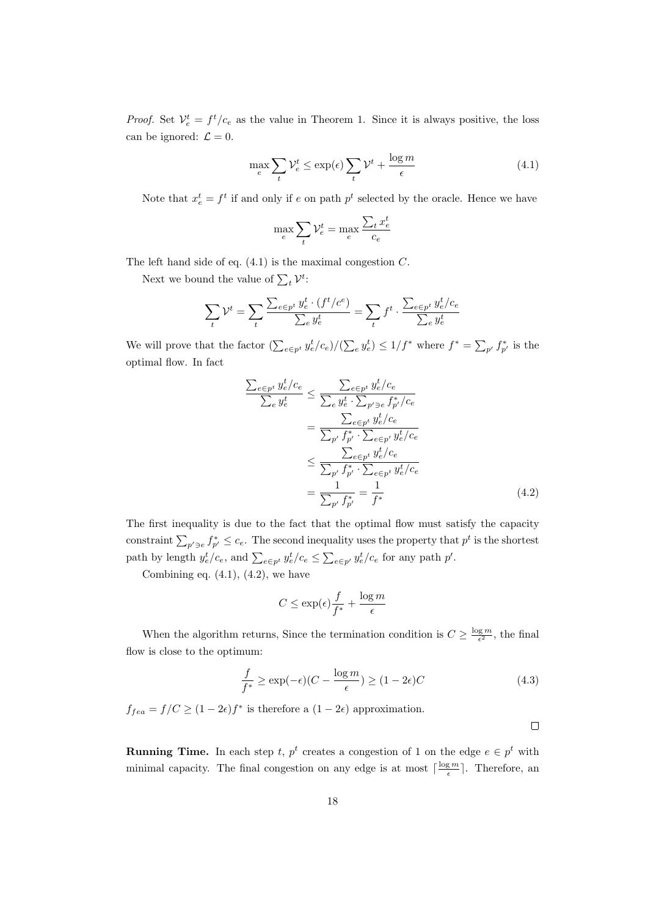*Proof.* Set $\mathcal{V}_e^t = f^t/c_e$ as the value in Theorem 1. Since it is always positive, the loss can be ignored: $\mathcal{L} = 0$.

$$\max_e \sum_t \mathcal{V}_e^t \leq \exp(\epsilon) \sum_t \mathcal{V}^t + \frac{\log m}{\epsilon} \tag{4.1}$$

Note that $x_e^t = f^t$ if and only if $e$ on path $p^t$ selected by the oracle. Hence we have

$$\max_e \sum_t \mathcal{V}_e^t = \max_e \frac{\sum_t x_e^t}{c_e}$$

The left hand side of eq. (4.1) is the maximal congestion $C$.

Next we bound the value of $\sum_t \mathcal{V}^t$:

$$\sum_t \mathcal{V}^t = \sum_t \frac{\sum_{e \in p^t} y_e^t \cdot (f^t/c^e)}{\sum_e y_e^t} = \sum_t f^t \cdot \frac{\sum_{e \in p^t} y_e^t/c_e}{\sum_e y_e^t}$$

We will prove that the factor $(\sum_{e \in p^t} y_e^t/c_e)/(\sum_e y_e^t) \leq 1/f^*$ where $f^* = \sum_{p'} f_{p'}^*$ is the optimal flow. In fact

$$\begin{aligned}
\frac{\sum_{e \in p^t} y_e^t/c_e}{\sum_e y_e^t} &\leq \frac{\sum_{e \in p^t} y_e^t/c_e}{\sum_e y_e^t \cdot \sum_{p' \ni e} f_{p'}^*/c_e} \\
&= \frac{\sum_{e \in p^t} y_e^t/c_e}{\sum_{p'} f_{p'}^* \cdot \sum_{e \in p'} y_e^t/c_e} \\
&\leq \frac{\sum_{e \in p^t} y_e^t/c_e}{\sum_{p'} f_{p'}^* \cdot \sum_{e \in p^t} y_e^t/c_e} \\
&= \frac{1}{\sum_{p'} f_{p'}^*} = \frac{1}{f^*}
\end{aligned} \tag{4.2}$$

The first inequality is due to the fact that the optimal flow must satisfy the capacity constraint $\sum_{p' \ni e} f_{p'}^* \leq c_e$. The second inequality uses the property that $p^t$ is the shortest path by length $y_e^t/c_e$, and $\sum_{e \in p^t} y_e^t/c_e \leq \sum_{e \in p'} y_e^t/c_e$ for any path $p'$.

Combining eq. (4.1), (4.2), we have

$$C \leq \exp(\epsilon)\frac{f}{f^*} + \frac{\log m}{\epsilon}$$

When the algorithm returns, Since the termination condition is $C \geq \frac{\log m}{\epsilon^2}$, the final flow is close to the optimum:

$$\frac{f}{f^*} \geq \exp(-\epsilon)(C - \frac{\log m}{\epsilon}) \geq (1 - 2\epsilon)C \tag{4.3}$$

$f_{fea} = f/C \geq (1 - 2\epsilon)f^*$ is therefore a $(1 - 2\epsilon)$ approximation. $\square$

**Running Time.** In each step $t$, $p^t$ creates a congestion of 1 on the edge $e \in p^t$ with minimal capacity. The final congestion on any edge is at most $\lceil \frac{\log m}{\epsilon} \rceil$. Therefore, an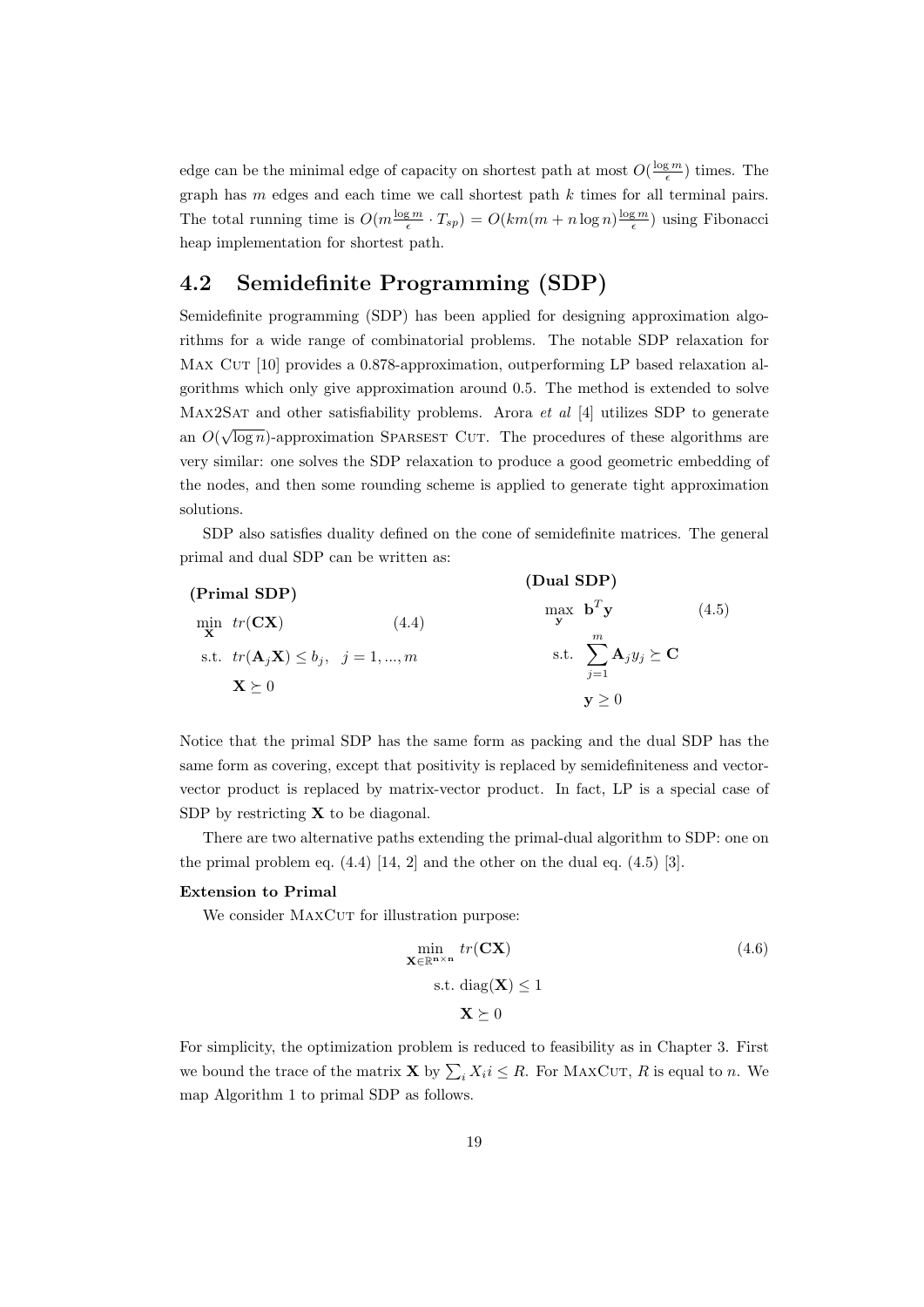edge can be the minimal edge of capacity on shortest path at most $O(\frac{\log m}{\epsilon})$ times. The graph has $m$ edges and each time we call shortest path $k$ times for all terminal pairs. The total running time is $O(m\frac{\log m}{\epsilon} \cdot T_{sp}) = O(km(m + n \log n)\frac{\log m}{\epsilon})$ using Fibonacci heap implementation for shortest path.

## 4.2 Semidefinite Programming (SDP)

Semidefinite programming (SDP) has been applied for designing approximation algorithms for a wide range of combinatorial problems. The notable SDP relaxation for Max Cut [10] provides a 0.878-approximation, outperforming LP based relaxation algorithms which only give approximation around 0.5. The method is extended to solve Max2Sat and other satisfiability problems. Arora *et al* [4] utilizes SDP to generate an $O(\sqrt{\log n})$-approximation Sparsest Cut. The procedures of these algorithms are very similar: one solves the SDP relaxation to produce a good geometric embedding of the nodes, and then some rounding scheme is applied to generate tight approximation solutions.

SDP also satisfies duality defined on the cone of semidefinite matrices. The general primal and dual SDP can be written as:

**(Primal SDP)**

$$
\begin{aligned}
\min_{\mathbf{X}} \quad & tr(\mathbf{C}\mathbf{X}) \qquad (4.4)\\
\text{s.t.} \quad & tr(\mathbf{A}_j\mathbf{X}) \le b_j, \quad j = 1, ..., m\\
& \mathbf{X} \succeq 0
\end{aligned}
$$

**(Dual SDP)**

$$
\begin{aligned}
\max_{\mathbf{y}} \quad & \mathbf{b}^T\mathbf{y} \qquad (4.5)\\
\text{s.t.} \quad & \sum_{j=1}^{m} \mathbf{A}_j y_j \succeq \mathbf{C}\\
& \mathbf{y} \ge 0
\end{aligned}
$$

Notice that the primal SDP has the same form as packing and the dual SDP has the same form as covering, except that positivity is replaced by semidefiniteness and vector-vector product is replaced by matrix-vector product. In fact, LP is a special case of SDP by restricting $\mathbf{X}$ to be diagonal.

There are two alternative paths extending the primal-dual algorithm to SDP: one on the primal problem eq. (4.4) [14, 2] and the other on the dual eq. (4.5) [3].

**Extension to Primal**

We consider MaxCut for illustration purpose:

$$
\begin{aligned}
\min_{\mathbf{X} \in \mathbb{R}^{\mathbf{n} \times \mathbf{n}}} \quad & tr(\mathbf{C}\mathbf{X}) \qquad (4.6)\\
\text{s.t.} \quad & \text{diag}(\mathbf{X}) \le 1\\
& \mathbf{X} \succeq 0
\end{aligned}
$$

For simplicity, the optimization problem is reduced to feasibility as in Chapter 3. First we bound the trace of the matrix $\mathbf{X}$ by $\sum_i X_i i \le R$. For MaxCut, $R$ is equal to $n$. We map Algorithm 1 to primal SDP as follows.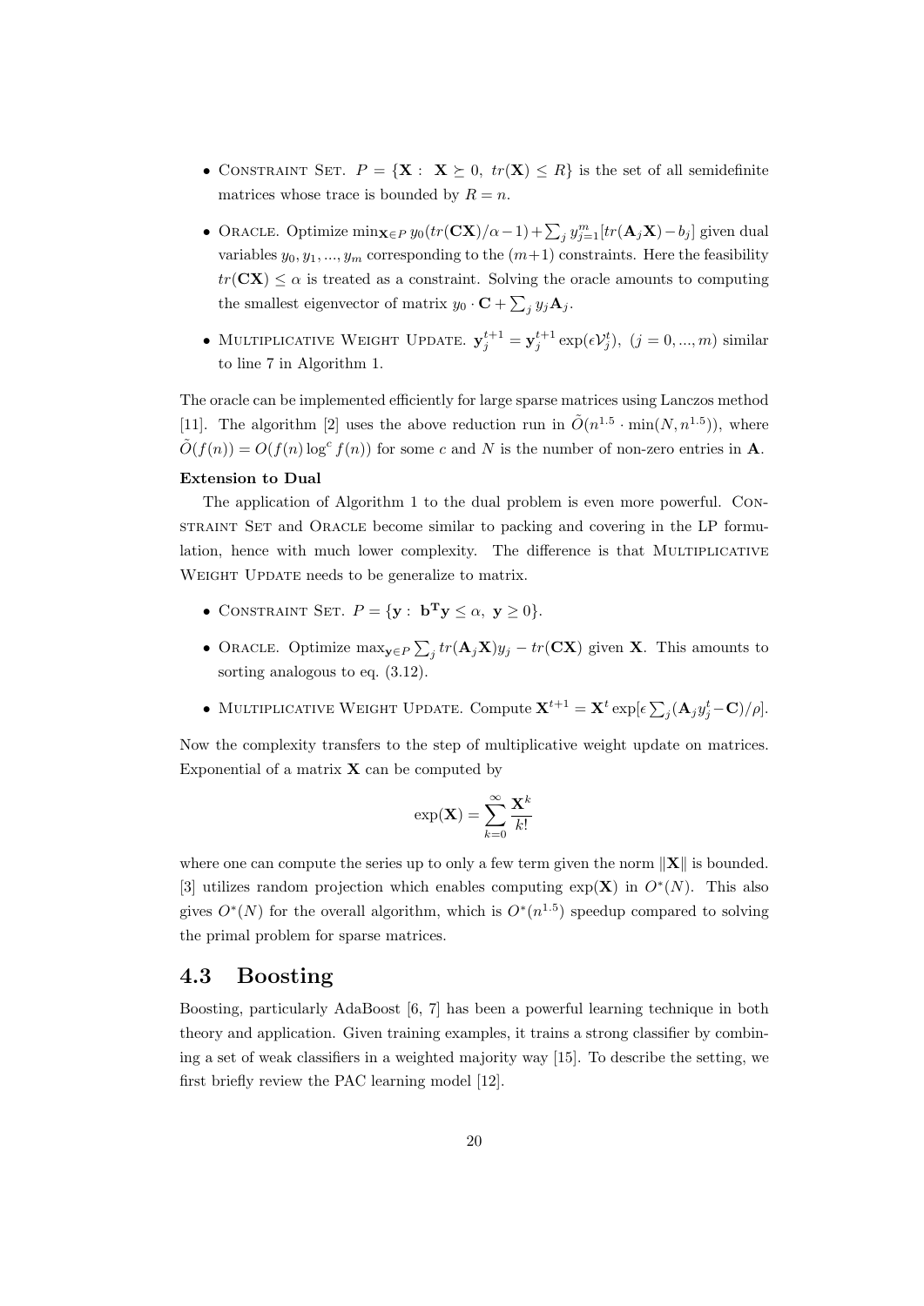- Constraint Set. $P = \{\mathbf{X} : \mathbf{X} \succeq 0,\ tr(\mathbf{X}) \leq R\}$ is the set of all semidefinite matrices whose trace is bounded by $R = n$.
- Oracle. Optimize $\min_{\mathbf{X} \in P} y_0(tr(\mathbf{C}\mathbf{X})/\alpha - 1) + \sum_j y_{j=1}^m[tr(\mathbf{A}_j\mathbf{X}) - b_j]$ given dual variables $y_0, y_1, ..., y_m$ corresponding to the $(m+1)$ constraints. Here the feasibility $tr(\mathbf{C}\mathbf{X}) \leq \alpha$ is treated as a constraint. Solving the oracle amounts to computing the smallest eigenvector of matrix $y_0 \cdot \mathbf{C} + \sum_j y_j \mathbf{A}_j$.
- Multiplicative Weight Update. $\mathbf{y}_j^{t+1} = \mathbf{y}_j^{t+1} \exp(\epsilon \mathcal{V}_j^t),\ (j = 0, ..., m)$ similar to line 7 in Algorithm 1.

The oracle can be implemented efficiently for large sparse matrices using Lanczos method [11]. The algorithm [2] uses the above reduction run in $\tilde{O}(n^{1.5} \cdot \min(N, n^{1.5}))$, where $\tilde{O}(f(n)) = O(f(n) \log^c f(n))$ for some $c$ and $N$ is the number of non-zero entries in $\mathbf{A}$.

**Extension to Dual**

The application of Algorithm 1 to the dual problem is even more powerful. Constraint Set and Oracle become similar to packing and covering in the LP formulation, hence with much lower complexity. The difference is that Multiplicative Weight Update needs to be generalize to matrix.

- Constraint Set. $P = \{\mathbf{y} : \mathbf{b^T y} \leq \alpha,\ \mathbf{y} \geq 0\}$.
- Oracle. Optimize $\max_{\mathbf{y} \in P} \sum_j tr(\mathbf{A}_j\mathbf{X})y_j - tr(\mathbf{C}\mathbf{X})$ given $\mathbf{X}$. This amounts to sorting analogous to eq. (3.12).
- Multiplicative Weight Update. Compute $\mathbf{X}^{t+1} = \mathbf{X}^t \exp[\epsilon \sum_j (\mathbf{A}_j y_j^t - \mathbf{C})/\rho]$.

Now the complexity transfers to the step of multiplicative weight update on matrices. Exponential of a matrix $\mathbf{X}$ can be computed by

$$\exp(\mathbf{X}) = \sum_{k=0}^{\infty} \frac{\mathbf{X}^k}{k!}$$

where one can compute the series up to only a few term given the norm $\|\mathbf{X}\|$ is bounded. [3] utilizes random projection which enables computing $\exp(\mathbf{X})$ in $O^*(N)$. This also gives $O^*(N)$ for the overall algorithm, which is $O^*(n^{1.5})$ speedup compared to solving the primal problem for sparse matrices.

## 4.3 Boosting

Boosting, particularly AdaBoost [6, 7] has been a powerful learning technique in both theory and application. Given training examples, it trains a strong classifier by combining a set of weak classifiers in a weighted majority way [15]. To describe the setting, we first briefly review the PAC learning model [12].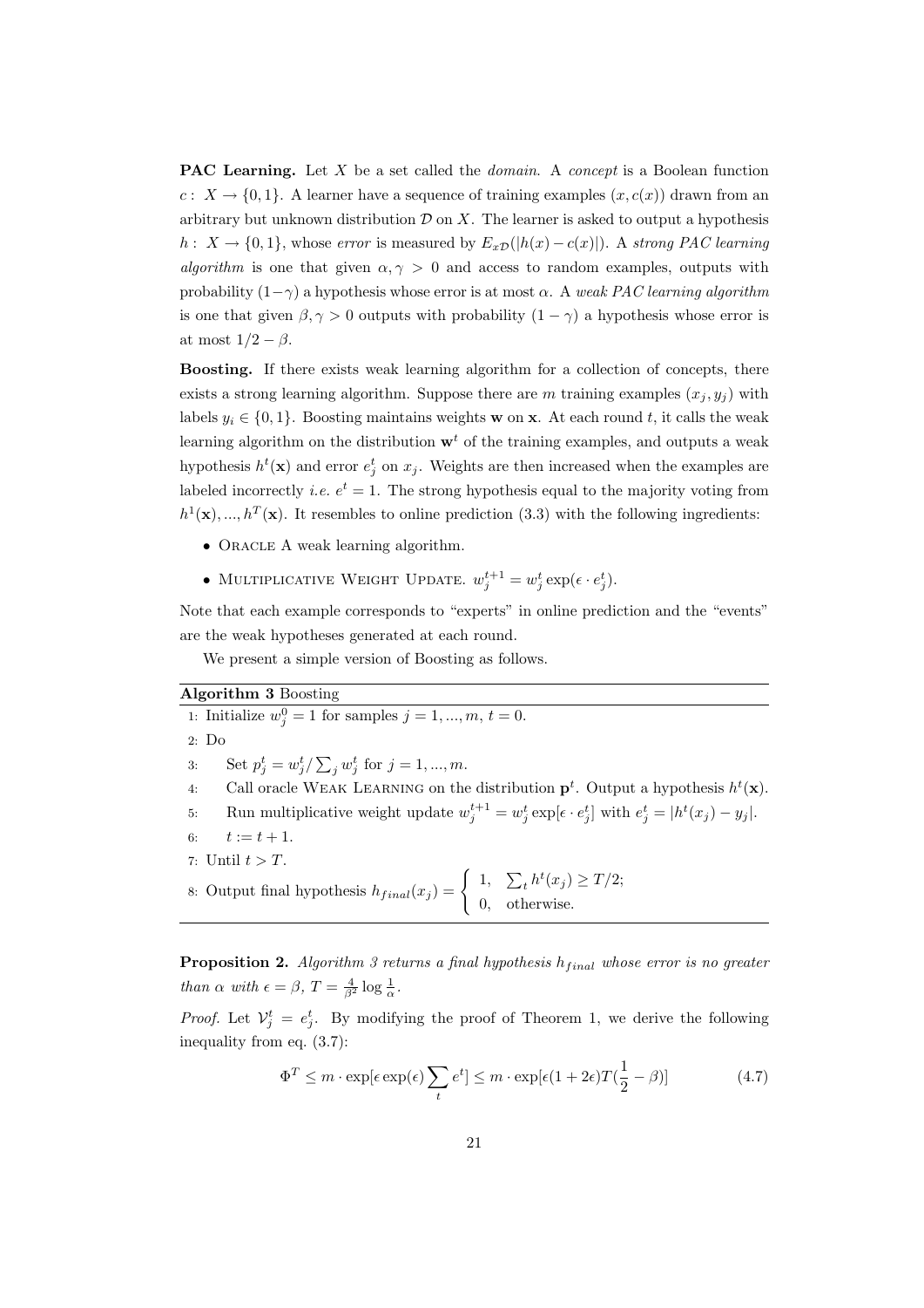**PAC Learning.** Let $X$ be a set called the *domain*. A *concept* is a Boolean function $c: X \to \{0,1\}$. A learner have a sequence of training examples $(x, c(x))$ drawn from an arbitrary but unknown distribution $\mathcal{D}$ on $X$. The learner is asked to output a hypothesis $h: X \to \{0,1\}$, whose *error* is measured by $E_{x\mathcal{D}}(|h(x) - c(x)|)$. A *strong PAC learning algorithm* is one that given $\alpha, \gamma > 0$ and access to random examples, outputs with probability $(1-\gamma)$ a hypothesis whose error is at most $\alpha$. A *weak PAC learning algorithm* is one that given $\beta, \gamma > 0$ outputs with probability $(1-\gamma)$ a hypothesis whose error is at most $1/2 - \beta$.

**Boosting.** If there exists weak learning algorithm for a collection of concepts, there exists a strong learning algorithm. Suppose there are $m$ training examples $(x_j, y_j)$ with labels $y_i \in \{0,1\}$. Boosting maintains weights $\mathbf{w}$ on $\mathbf{x}$. At each round $t$, it calls the weak learning algorithm on the distribution $\mathbf{w}^t$ of the training examples, and outputs a weak hypothesis $h^t(\mathbf{x})$ and error $e_j^t$ on $x_j$. Weights are then increased when the examples are labeled incorrectly *i.e.* $e^t = 1$. The strong hypothesis equal to the majority voting from $h^1(\mathbf{x}), ..., h^T(\mathbf{x})$. It resembles to online prediction (3.3) with the following ingredients:

- Oracle A weak learning algorithm.
- Multiplicative Weight Update. $w_j^{t+1} = w_j^t \exp(\epsilon \cdot e_j^t)$.

Note that each example corresponds to "experts" in online prediction and the "events" are the weak hypotheses generated at each round.

We present a simple version of Boosting as follows.

**Algorithm 3** Boosting

1: Initialize $w_j^0 = 1$ for samples $j = 1, ..., m$, $t = 0$.
2: Do
3: Set $p_j^t = w_j^t / \sum_j w_j^t$ for $j = 1, ..., m$.
4: Call oracle Weak Learning on the distribution $\mathbf{p}^t$. Output a hypothesis $h^t(\mathbf{x})$.
5: Run multiplicative weight update $w_j^{t+1} = w_j^t \exp[\epsilon \cdot e_j^t]$ with $e_j^t = |h^t(x_j) - y_j|$.
6: $t := t + 1$.
7: Until $t > T$.
8: Output final hypothesis $h_{final}(x_j) = \begin{cases} 1, & \sum_t h^t(x_j) \geq T/2; \\ 0, & \text{otherwise.} \end{cases}$

**Proposition 2.** *Algorithm 3 returns a final hypothesis $h_{final}$ whose error is no greater than $\alpha$ with $\epsilon = \beta$, $T = \frac{4}{\beta^2} \log \frac{1}{\alpha}$.*

*Proof.* Let $\mathcal{V}_j^t = e_j^t$. By modifying the proof of Theorem 1, we derive the following inequality from eq. (3.7):

$$\Phi^T \leq m \cdot \exp[\epsilon \exp(\epsilon) \sum_t e^t] \leq m \cdot \exp[\epsilon(1 + 2\epsilon) T (\frac{1}{2} - \beta)] \tag{4.7}$$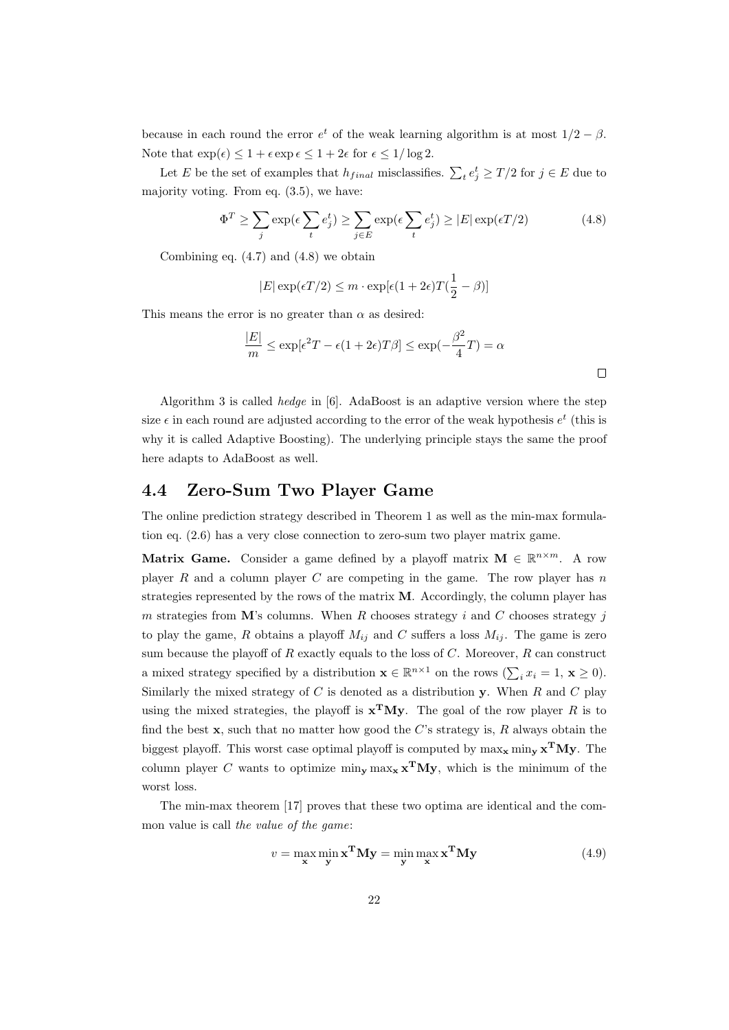because in each round the error $e^t$ of the weak learning algorithm is at most $1/2 - \beta$. Note that $\exp(\epsilon) \leq 1 + \epsilon \exp \epsilon \leq 1 + 2\epsilon$ for $\epsilon \leq 1/\log 2$.

Let $E$ be the set of examples that $h_{final}$ misclassifies. $\sum_t e_j^t \geq T/2$ for $j \in E$ due to majority voting. From eq. (3.5), we have:

$$\Phi^T \geq \sum_j \exp(\epsilon \sum_t e_j^t) \geq \sum_{j \in E} \exp(\epsilon \sum_t e_j^t) \geq |E| \exp(\epsilon T/2) \tag{4.8}$$

Combining eq. (4.7) and (4.8) we obtain

$$|E| \exp(\epsilon T/2) \leq m \cdot \exp[\epsilon(1 + 2\epsilon)T(\frac{1}{2} - \beta)]$$

This means the error is no greater than $\alpha$ as desired:

$$\frac{|E|}{m} \leq \exp[\epsilon^2 T - \epsilon(1 + 2\epsilon)T\beta] \leq \exp(-\frac{\beta^2}{4}T) = \alpha$$

□

Algorithm 3 is called *hedge* in [6]. AdaBoost is an adaptive version where the step size $\epsilon$ in each round are adjusted according to the error of the weak hypothesis $e^t$ (this is why it is called Adaptive Boosting). The underlying principle stays the same the proof here adapts to AdaBoost as well.

## 4.4 Zero-Sum Two Player Game

The online prediction strategy described in Theorem 1 as well as the min-max formulation eq. (2.6) has a very close connection to zero-sum two player matrix game.

**Matrix Game.** Consider a game defined by a playoff matrix $\mathbf{M} \in \mathbb{R}^{n \times m}$. A row player $R$ and a column player $C$ are competing in the game. The row player has $n$ strategies represented by the rows of the matrix $\mathbf{M}$. Accordingly, the column player has $m$ strategies from $\mathbf{M}$'s columns. When $R$ chooses strategy $i$ and $C$ chooses strategy $j$ to play the game, $R$ obtains a playoff $M_{ij}$ and $C$ suffers a loss $M_{ij}$. The game is zero sum because the playoff of $R$ exactly equals to the loss of $C$. Moreover, $R$ can construct a mixed strategy specified by a distribution $\mathbf{x} \in \mathbb{R}^{n \times 1}$ on the rows ($\sum_i x_i = 1$, $\mathbf{x} \geq 0$). Similarly the mixed strategy of $C$ is denoted as a distribution $\mathbf{y}$. When $R$ and $C$ play using the mixed strategies, the playoff is $\mathbf{x^T M y}$. The goal of the row player $R$ is to find the best $\mathbf{x}$, such that no matter how good the $C$'s strategy is, $R$ always obtain the biggest playoff. This worst case optimal playoff is computed by $\max_{\mathbf{x}} \min_{\mathbf{y}} \mathbf{x^T M y}$. The column player $C$ wants to optimize $\min_{\mathbf{y}} \max_{\mathbf{x}} \mathbf{x^T M y}$, which is the minimum of the worst loss.

The min-max theorem [17] proves that these two optima are identical and the common value is call *the value of the game*:

$$v = \max_{\mathbf{x}} \min_{\mathbf{y}} \mathbf{x^T M y} = \min_{\mathbf{y}} \max_{\mathbf{x}} \mathbf{x^T M y} \tag{4.9}$$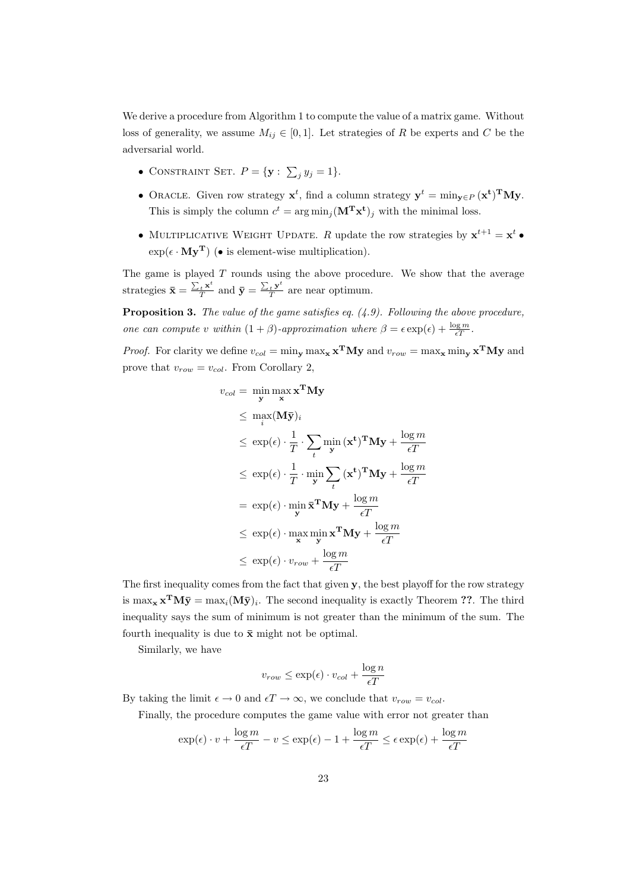We derive a procedure from Algorithm 1 to compute the value of a matrix game. Without loss of generality, we assume $M_{ij} \in [0, 1]$. Let strategies of $R$ be experts and $C$ be the adversarial world.

- Constraint Set. $P = \{\mathbf{y} : \sum_j y_j = 1\}$.
- Oracle. Given row strategy $\mathbf{x}^t$, find a column strategy $\mathbf{y}^t = \min_{\mathbf{y} \in P} (\mathbf{x^t})^{\mathbf{T}} \mathbf{M} \mathbf{y}$. This is simply the column $c^t = \arg\min_j (\mathbf{M^T x^t})_j$ with the minimal loss.
- Multiplicative Weight Update. $R$ update the row strategies by $\mathbf{x}^{t+1} = \mathbf{x}^t \bullet \exp(\epsilon \cdot \mathbf{M y^T})$ ($\bullet$ is element-wise multiplication).

The game is played $T$ rounds using the above procedure. We show that the average strategies $\bar{\mathbf{x}} = \frac{\sum_t \mathbf{x}^t}{T}$ and $\bar{\mathbf{y}} = \frac{\sum_t \mathbf{y}^t}{T}$ are near optimum.

**Proposition 3.** *The value of the game satisfies eq. (4.9). Following the above procedure, one can compute $v$ within $(1+\beta)$-approximation where $\beta = \epsilon \exp(\epsilon) + \frac{\log m}{\epsilon T}$.*

*Proof.* For clarity we define $v_{col} = \min_{\mathbf{y}} \max_{\mathbf{x}} \mathbf{x^T M y}$ and $v_{row} = \max_{\mathbf{x}} \min_{\mathbf{y}} \mathbf{x^T M y}$ and prove that $v_{row} = v_{col}$. From Corollary 2,

$$
\begin{aligned}
v_{col} &= \min_{\mathbf{y}} \max_{\mathbf{x}} \mathbf{x^T M y} \\
&\leq \max_i (\mathbf{M}\bar{\mathbf{y}})_i \\
&\leq \exp(\epsilon) \cdot \frac{1}{T} \cdot \sum_t \min_{\mathbf{y}} (\mathbf{x^t})^{\mathbf{T}} \mathbf{M y} + \frac{\log m}{\epsilon T} \\
&\leq \exp(\epsilon) \cdot \frac{1}{T} \cdot \min_{\mathbf{y}} \sum_t (\mathbf{x^t})^{\mathbf{T}} \mathbf{M y} + \frac{\log m}{\epsilon T} \\
&= \exp(\epsilon) \cdot \min_{\mathbf{y}} \bar{\mathbf{x}}^{\mathbf{T}} \mathbf{M y} + \frac{\log m}{\epsilon T} \\
&\leq \exp(\epsilon) \cdot \max_{\mathbf{x}} \min_{\mathbf{y}} \mathbf{x^T M y} + \frac{\log m}{\epsilon T} \\
&\leq \exp(\epsilon) \cdot v_{row} + \frac{\log m}{\epsilon T}
\end{aligned}
$$

The first inequality comes from the fact that given $\mathbf{y}$, the best playoff for the row strategy is $\max_{\mathbf{x}} \mathbf{x^T M} \bar{\mathbf{y}} = \max_i (\mathbf{M}\bar{\mathbf{y}})_i$. The second inequality is exactly Theorem **??**. The third inequality says the sum of minimum is not greater than the minimum of the sum. The fourth inequality is due to $\bar{\mathbf{x}}$ might not be optimal.

Similarly, we have

$$
v_{row} \leq \exp(\epsilon) \cdot v_{col} + \frac{\log n}{\epsilon T}
$$

By taking the limit $\epsilon \to 0$ and $\epsilon T \to \infty$, we conclude that $v_{row} = v_{col}$.

Finally, the procedure computes the game value with error not greater than

$$
\exp(\epsilon) \cdot v + \frac{\log m}{\epsilon T} - v \leq \exp(\epsilon) - 1 + \frac{\log m}{\epsilon T} \leq \epsilon \exp(\epsilon) + \frac{\log m}{\epsilon T}
$$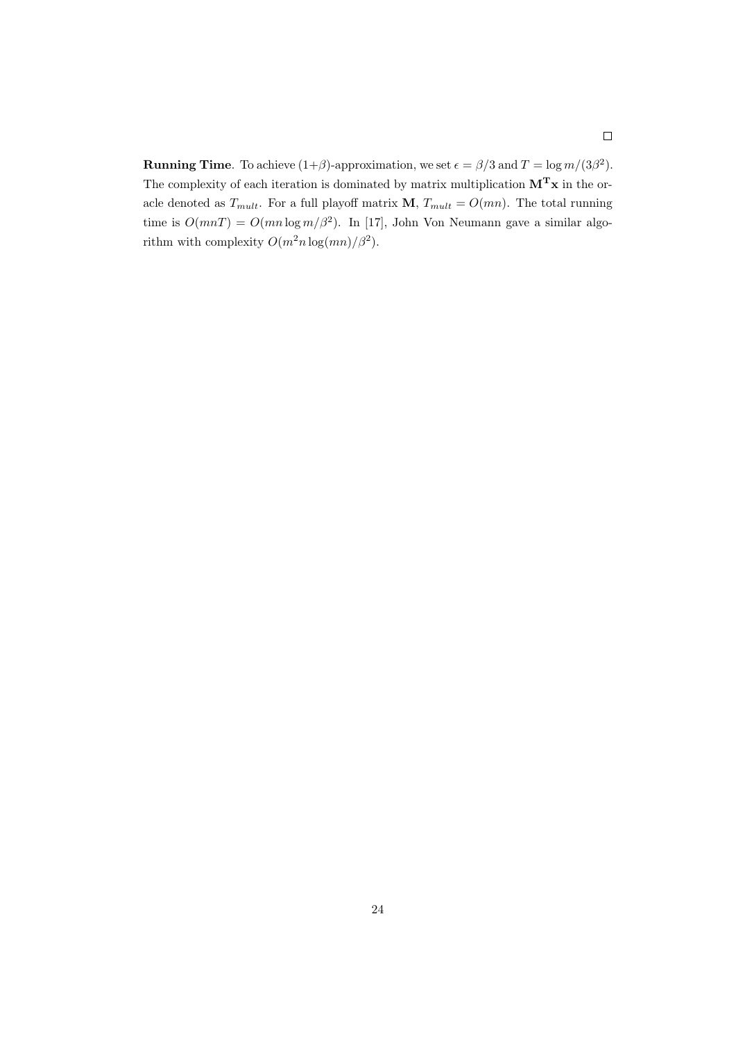□

**Running Time**. To achieve $(1+\beta)$-approximation, we set $\epsilon = \beta/3$ and $T = \log m/(3\beta^2)$. The complexity of each iteration is dominated by matrix multiplication $\mathbf{M^T x}$ in the oracle denoted as $T_{mult}$. For a full playoff matrix $\mathbf{M}$, $T_{mult} = O(mn)$. The total running time is $O(mnT) = O(mn \log m/\beta^2)$. In [17], John Von Neumann gave a similar algorithm with complexity $O(m^2 n \log(mn)/\beta^2)$.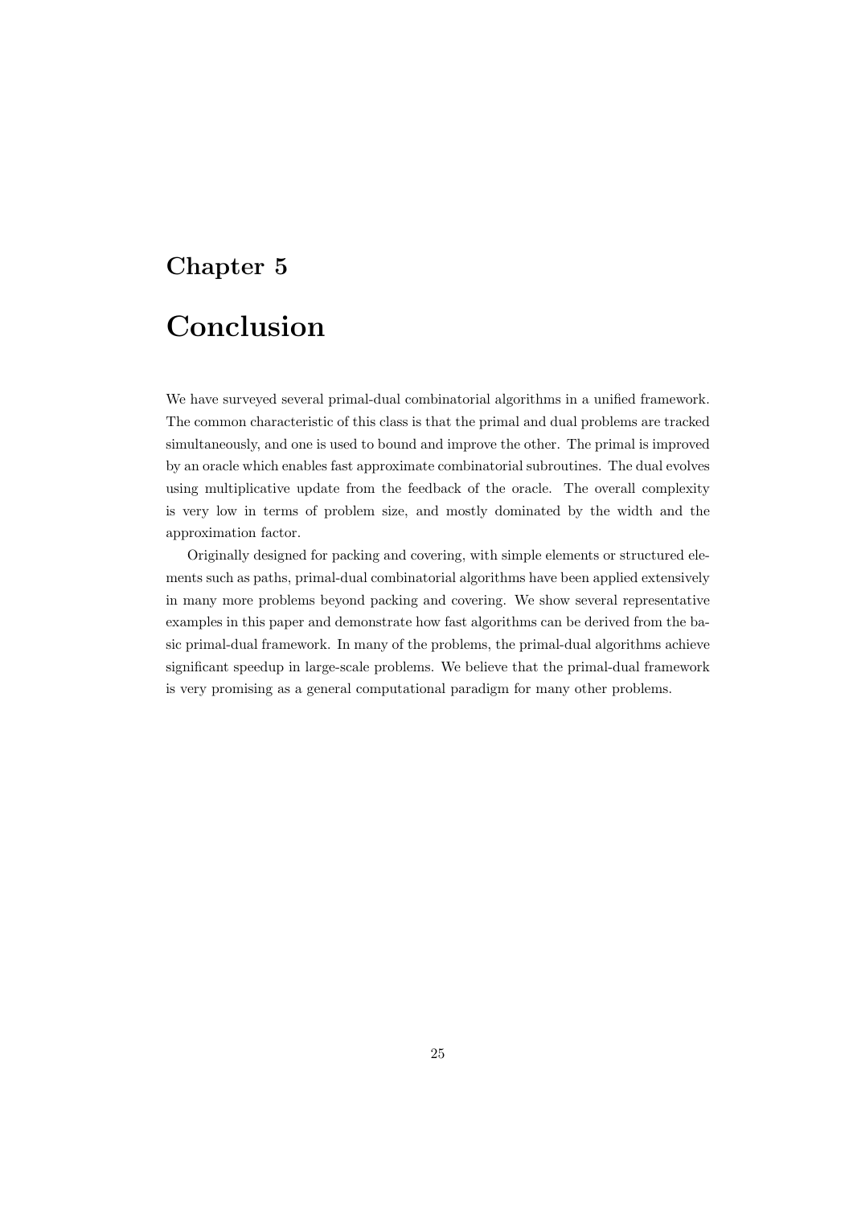# Chapter 5

# Conclusion

We have surveyed several primal-dual combinatorial algorithms in a unified framework. The common characteristic of this class is that the primal and dual problems are tracked simultaneously, and one is used to bound and improve the other. The primal is improved by an oracle which enables fast approximate combinatorial subroutines. The dual evolves using multiplicative update from the feedback of the oracle. The overall complexity is very low in terms of problem size, and mostly dominated by the width and the approximation factor.

Originally designed for packing and covering, with simple elements or structured elements such as paths, primal-dual combinatorial algorithms have been applied extensively in many more problems beyond packing and covering. We show several representative examples in this paper and demonstrate how fast algorithms can be derived from the basic primal-dual framework. In many of the problems, the primal-dual algorithms achieve significant speedup in large-scale problems. We believe that the primal-dual framework is very promising as a general computational paradigm for many other problems.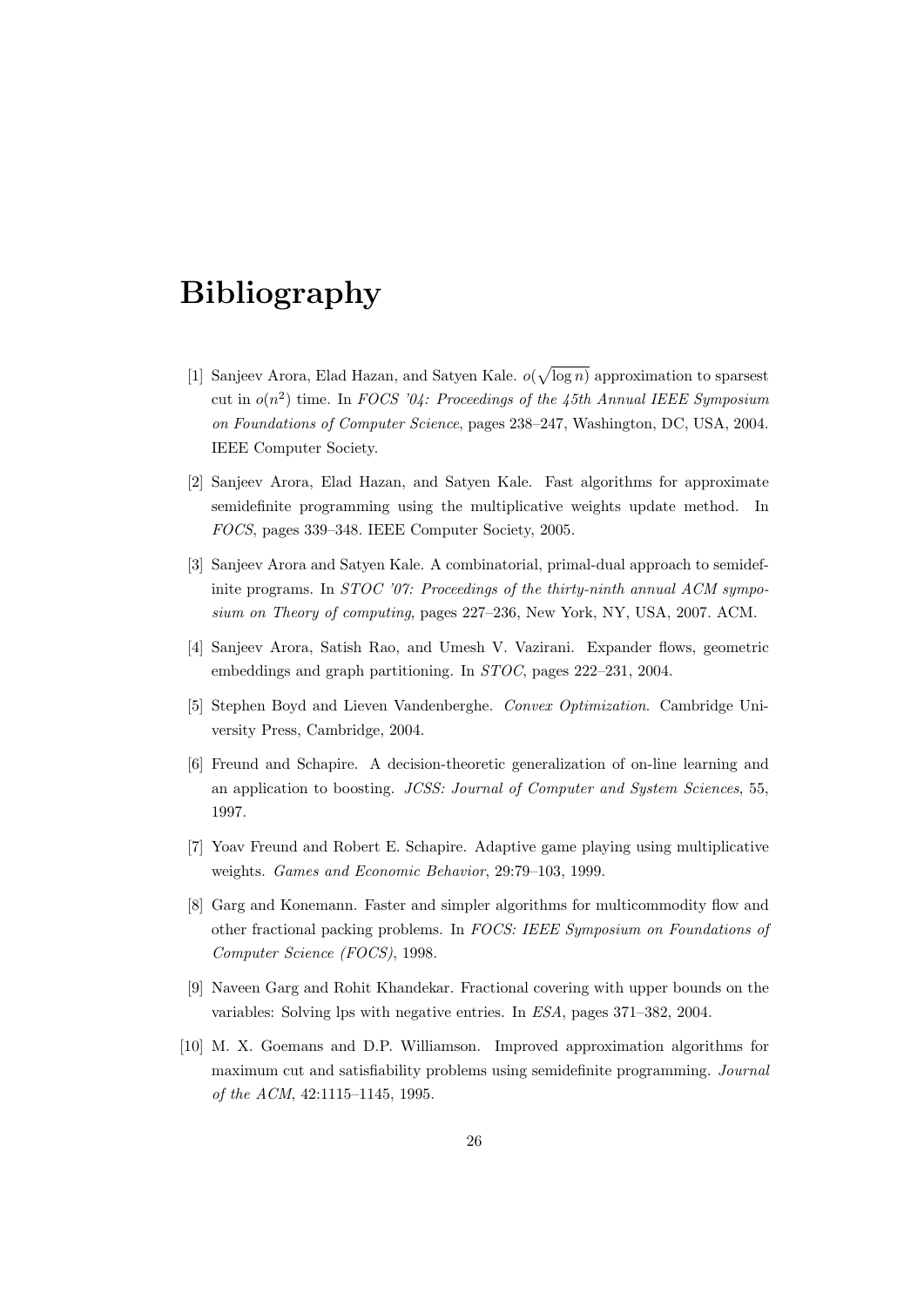# Bibliography

[1] Sanjeev Arora, Elad Hazan, and Satyen Kale. $o(\sqrt{\log n})$ approximation to sparsest cut in $o(n^2)$ time. In *FOCS '04: Proceedings of the 45th Annual IEEE Symposium on Foundations of Computer Science*, pages 238–247, Washington, DC, USA, 2004. IEEE Computer Society.

[2] Sanjeev Arora, Elad Hazan, and Satyen Kale. Fast algorithms for approximate semidefinite programming using the multiplicative weights update method. In *FOCS*, pages 339–348. IEEE Computer Society, 2005.

[3] Sanjeev Arora and Satyen Kale. A combinatorial, primal-dual approach to semidefinite programs. In *STOC '07: Proceedings of the thirty-ninth annual ACM symposium on Theory of computing*, pages 227–236, New York, NY, USA, 2007. ACM.

[4] Sanjeev Arora, Satish Rao, and Umesh V. Vazirani. Expander flows, geometric embeddings and graph partitioning. In *STOC*, pages 222–231, 2004.

[5] Stephen Boyd and Lieven Vandenberghe. *Convex Optimization*. Cambridge University Press, Cambridge, 2004.

[6] Freund and Schapire. A decision-theoretic generalization of on-line learning and an application to boosting. *JCSS: Journal of Computer and System Sciences*, 55, 1997.

[7] Yoav Freund and Robert E. Schapire. Adaptive game playing using multiplicative weights. *Games and Economic Behavior*, 29:79–103, 1999.

[8] Garg and Konemann. Faster and simpler algorithms for multicommodity flow and other fractional packing problems. In *FOCS: IEEE Symposium on Foundations of Computer Science (FOCS)*, 1998.

[9] Naveen Garg and Rohit Khandekar. Fractional covering with upper bounds on the variables: Solving lps with negative entries. In *ESA*, pages 371–382, 2004.

[10] M. X. Goemans and D.P. Williamson. Improved approximation algorithms for maximum cut and satisfiability problems using semidefinite programming. *Journal of the ACM*, 42:1115–1145, 1995.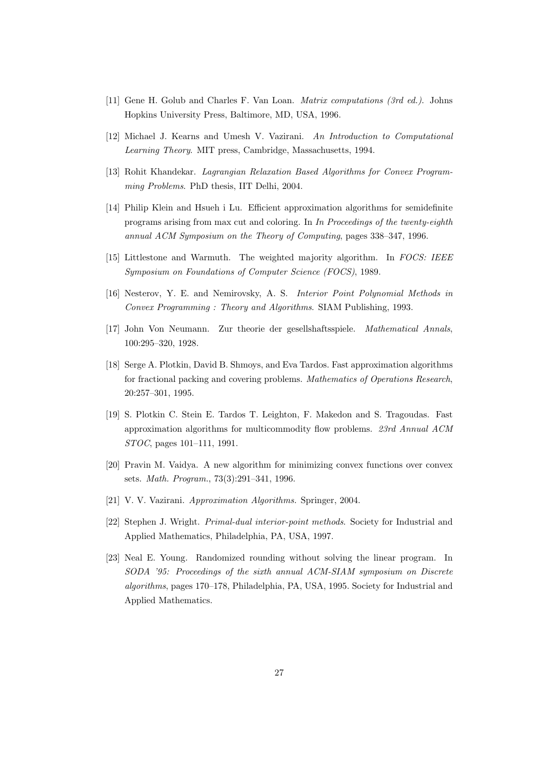[11] Gene H. Golub and Charles F. Van Loan. *Matrix computations (3rd ed.)*. Johns Hopkins University Press, Baltimore, MD, USA, 1996.

[12] Michael J. Kearns and Umesh V. Vazirani. *An Introduction to Computational Learning Theory*. MIT press, Cambridge, Massachusetts, 1994.

[13] Rohit Khandekar. *Lagrangian Relaxation Based Algorithms for Convex Programming Problems*. PhD thesis, IIT Delhi, 2004.

[14] Philip Klein and Hsueh i Lu. Efficient approximation algorithms for semidefinite programs arising from max cut and coloring. In *In Proceedings of the twenty-eighth annual ACM Symposium on the Theory of Computing*, pages 338–347, 1996.

[15] Littlestone and Warmuth. The weighted majority algorithm. In *FOCS: IEEE Symposium on Foundations of Computer Science (FOCS)*, 1989.

[16] Nesterov, Y. E. and Nemirovsky, A. S. *Interior Point Polynomial Methods in Convex Programming : Theory and Algorithms*. SIAM Publishing, 1993.

[17] John Von Neumann. Zur theorie der gesellshaftsspiele. *Mathematical Annals*, 100:295–320, 1928.

[18] Serge A. Plotkin, David B. Shmoys, and Eva Tardos. Fast approximation algorithms for fractional packing and covering problems. *Mathematics of Operations Research*, 20:257–301, 1995.

[19] S. Plotkin C. Stein E. Tardos T. Leighton, F. Makedon and S. Tragoudas. Fast approximation algorithms for multicommodity flow problems. *23rd Annual ACM STOC*, pages 101–111, 1991.

[20] Pravin M. Vaidya. A new algorithm for minimizing convex functions over convex sets. *Math. Program.*, 73(3):291–341, 1996.

[21] V. V. Vazirani. *Approximation Algorithms.* Springer, 2004.

[22] Stephen J. Wright. *Primal-dual interior-point methods*. Society for Industrial and Applied Mathematics, Philadelphia, PA, USA, 1997.

[23] Neal E. Young. Randomized rounding without solving the linear program. In *SODA '95: Proceedings of the sixth annual ACM-SIAM symposium on Discrete algorithms*, pages 170–178, Philadelphia, PA, USA, 1995. Society for Industrial and Applied Mathematics.